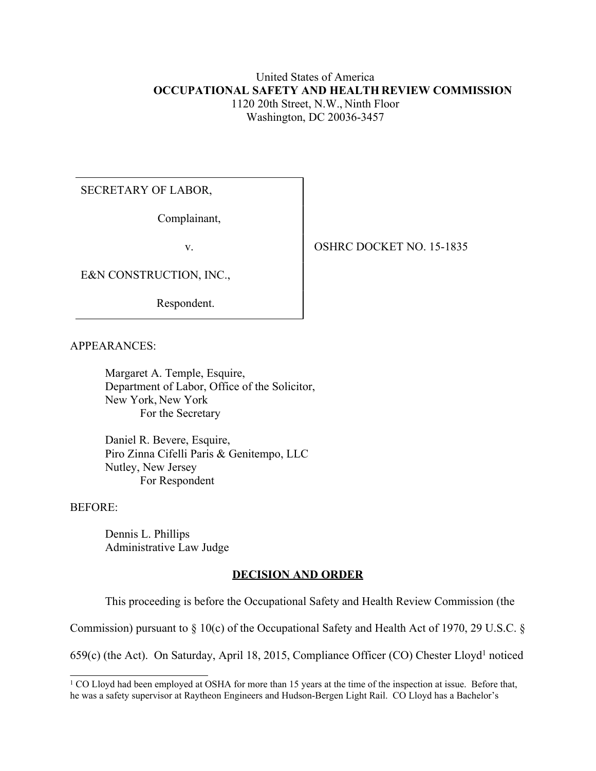United States of America
**OCCUPATIONAL SAFETY AND HEALTH REVIEW COMMISSION**
1120 20th Street, N.W., Ninth Floor
Washington, DC 20036-3457

| | |
|---|---|
| SECRETARY OF LABOR,<br><br>Complainant,<br><br>v.<br><br>E&N CONSTRUCTION, INC.,<br><br>Respondent. | OSHRC DOCKET NO. 15-1835 |

APPEARANCES:

Margaret A. Temple, Esquire,
Department of Labor, Office of the Solicitor,
New York, New York
For the Secretary

Daniel R. Bevere, Esquire,
Piro Zinna Cifelli Paris & Genitempo, LLC
Nutley, New Jersey
For Respondent

BEFORE:

Dennis L. Phillips
Administrative Law Judge

**DECISION AND ORDER**

This proceeding is before the Occupational Safety and Health Review Commission (the Commission) pursuant to § 10(c) of the Occupational Safety and Health Act of 1970, 29 U.S.C. § 659(c) (the Act). On Saturday, April 18, 2015, Compliance Officer (CO) Chester Lloyd[1] noticed

[1] CO Lloyd had been employed at OSHA for more than 15 years at the time of the inspection at issue. Before that, he was a safety supervisor at Raytheon Engineers and Hudson-Bergen Light Rail. CO Lloyd has a Bachelor's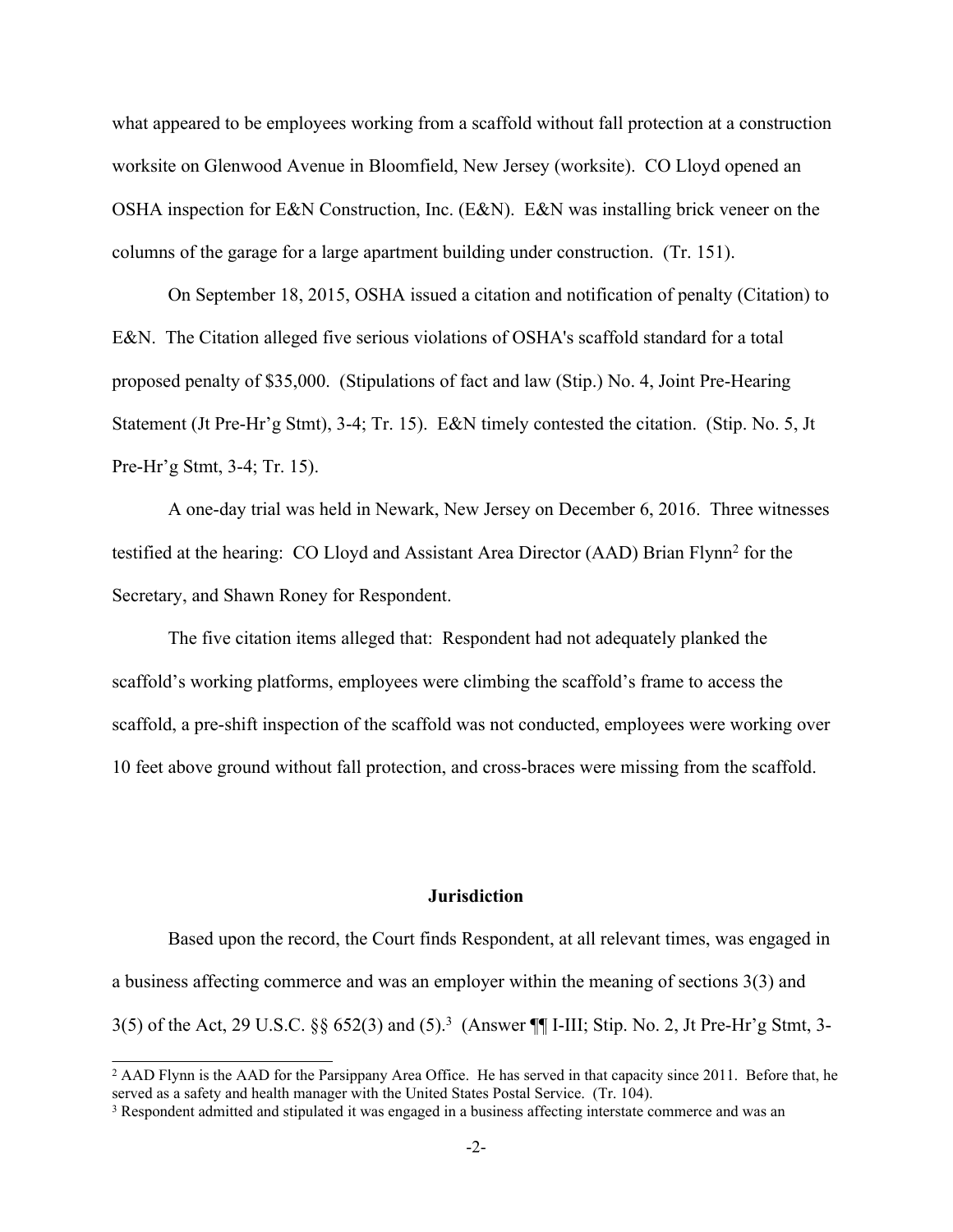what appeared to be employees working from a scaffold without fall protection at a construction worksite on Glenwood Avenue in Bloomfield, New Jersey (worksite). CO Lloyd opened an OSHA inspection for E&N Construction, Inc. (E&N). E&N was installing brick veneer on the columns of the garage for a large apartment building under construction. (Tr. 151).

On September 18, 2015, OSHA issued a citation and notification of penalty (Citation) to E&N. The Citation alleged five serious violations of OSHA's scaffold standard for a total proposed penalty of $35,000. (Stipulations of fact and law (Stip.) No. 4, Joint Pre-Hearing Statement (Jt Pre-Hr'g Stmt), 3-4; Tr. 15). E&N timely contested the citation. (Stip. No. 5, Jt Pre-Hr'g Stmt, 3-4; Tr. 15).

A one-day trial was held in Newark, New Jersey on December 6, 2016. Three witnesses testified at the hearing: CO Lloyd and Assistant Area Director (AAD) Brian Flynn[2] for the Secretary, and Shawn Roney for Respondent.

The five citation items alleged that: Respondent had not adequately planked the scaffold's working platforms, employees were climbing the scaffold's frame to access the scaffold, a pre-shift inspection of the scaffold was not conducted, employees were working over 10 feet above ground without fall protection, and cross-braces were missing from the scaffold.

## Jurisdiction

Based upon the record, the Court finds Respondent, at all relevant times, was engaged in a business affecting commerce and was an employer within the meaning of sections 3(3) and 3(5) of the Act, 29 U.S.C. §§ 652(3) and (5).[3] (Answer ¶¶ I-III; Stip. No. 2, Jt Pre-Hr'g Stmt, 3-

---

[2] AAD Flynn is the AAD for the Parsippany Area Office. He has served in that capacity since 2011. Before that, he served as a safety and health manager with the United States Postal Service. (Tr. 104).

[3] Respondent admitted and stipulated it was engaged in a business affecting interstate commerce and was an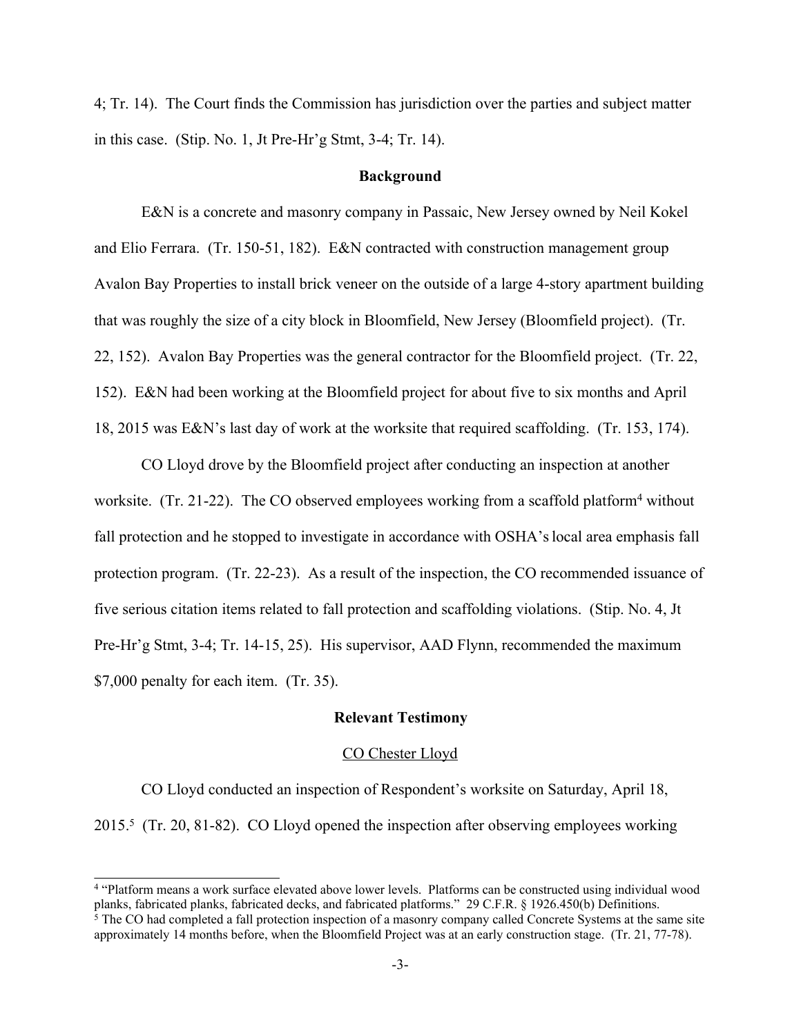4; Tr. 14). The Court finds the Commission has jurisdiction over the parties and subject matter in this case. (Stip. No. 1, Jt Pre-Hr'g Stmt, 3-4; Tr. 14).

## Background

E&N is a concrete and masonry company in Passaic, New Jersey owned by Neil Kokel and Elio Ferrara. (Tr. 150-51, 182). E&N contracted with construction management group Avalon Bay Properties to install brick veneer on the outside of a large 4-story apartment building that was roughly the size of a city block in Bloomfield, New Jersey (Bloomfield project). (Tr. 22, 152). Avalon Bay Properties was the general contractor for the Bloomfield project. (Tr. 22, 152). E&N had been working at the Bloomfield project for about five to six months and April 18, 2015 was E&N's last day of work at the worksite that required scaffolding. (Tr. 153, 174).

CO Lloyd drove by the Bloomfield project after conducting an inspection at another worksite. (Tr. 21-22). The CO observed employees working from a scaffold platform[4] without fall protection and he stopped to investigate in accordance with OSHA's local area emphasis fall protection program. (Tr. 22-23). As a result of the inspection, the CO recommended issuance of five serious citation items related to fall protection and scaffolding violations. (Stip. No. 4, Jt Pre-Hr'g Stmt, 3-4; Tr. 14-15, 25). His supervisor, AAD Flynn, recommended the maximum $7,000 penalty for each item. (Tr. 35).

## Relevant Testimony

### CO Chester Lloyd

CO Lloyd conducted an inspection of Respondent's worksite on Saturday, April 18, 2015.[5] (Tr. 20, 81-82). CO Lloyd opened the inspection after observing employees working

---

[4] "Platform means a work surface elevated above lower levels. Platforms can be constructed using individual wood planks, fabricated planks, fabricated decks, and fabricated platforms." 29 C.F.R. § 1926.450(b) Definitions.

[5] The CO had completed a fall protection inspection of a masonry company called Concrete Systems at the same site approximately 14 months before, when the Bloomfield Project was at an early construction stage. (Tr. 21, 77-78).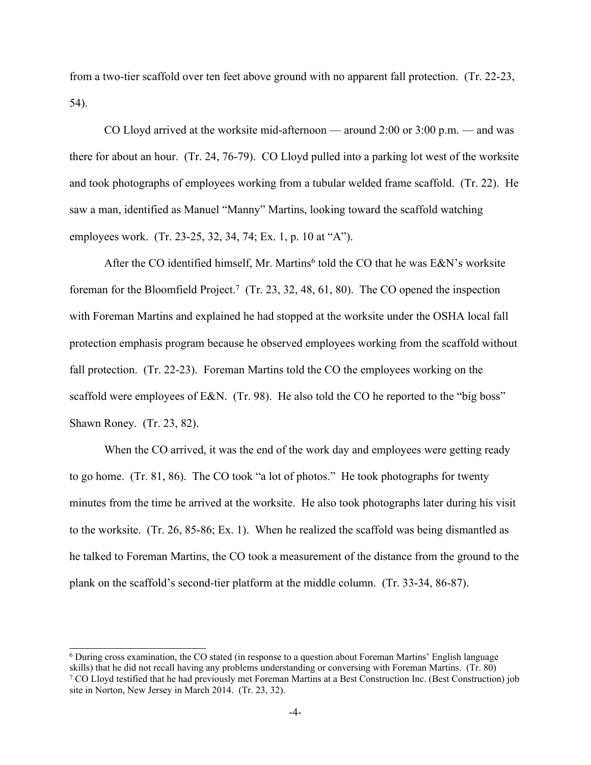from a two-tier scaffold over ten feet above ground with no apparent fall protection. (Tr. 22-23, 54).

CO Lloyd arrived at the worksite mid-afternoon — around 2:00 or 3:00 p.m. — and was there for about an hour. (Tr. 24, 76-79). CO Lloyd pulled into a parking lot west of the worksite and took photographs of employees working from a tubular welded frame scaffold. (Tr. 22). He saw a man, identified as Manuel "Manny" Martins, looking toward the scaffold watching employees work. (Tr. 23-25, 32, 34, 74; Ex. 1, p. 10 at "A").

After the CO identified himself, Mr. Martins[6] told the CO that he was E&N's worksite foreman for the Bloomfield Project.[7] (Tr. 23, 32, 48, 61, 80). The CO opened the inspection with Foreman Martins and explained he had stopped at the worksite under the OSHA local fall protection emphasis program because he observed employees working from the scaffold without fall protection. (Tr. 22-23). Foreman Martins told the CO the employees working on the scaffold were employees of E&N. (Tr. 98). He also told the CO he reported to the "big boss" Shawn Roney. (Tr. 23, 82).

When the CO arrived, it was the end of the work day and employees were getting ready to go home. (Tr. 81, 86). The CO took "a lot of photos." He took photographs for twenty minutes from the time he arrived at the worksite. He also took photographs later during his visit to the worksite. (Tr. 26, 85-86; Ex. 1). When he realized the scaffold was being dismantled as he talked to Foreman Martins, the CO took a measurement of the distance from the ground to the plank on the scaffold's second-tier platform at the middle column. (Tr. 33-34, 86-87).

---

[6] During cross examination, the CO stated (in response to a question about Foreman Martins' English language skills) that he did not recall having any problems understanding or conversing with Foreman Martins. (Tr. 80)

[7] CO Lloyd testified that he had previously met Foreman Martins at a Best Construction Inc. (Best Construction) job site in Norton, New Jersey in March 2014. (Tr. 23, 32).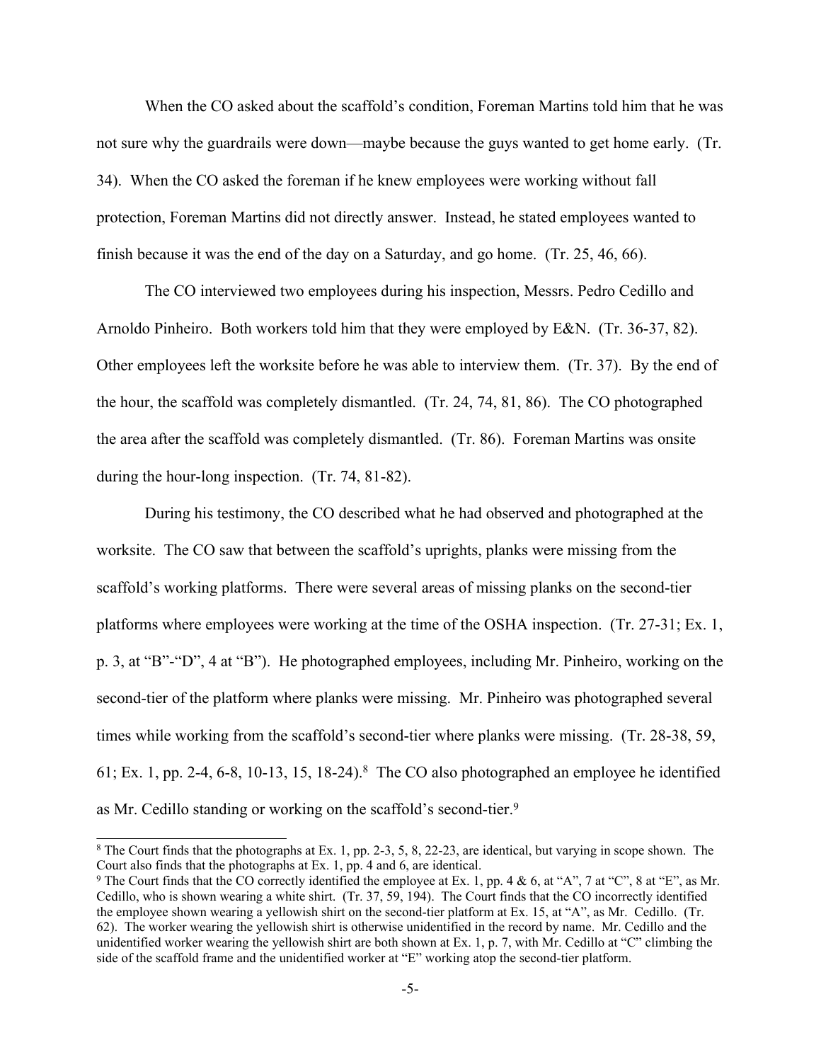When the CO asked about the scaffold's condition, Foreman Martins told him that he was not sure why the guardrails were down—maybe because the guys wanted to get home early. (Tr. 34). When the CO asked the foreman if he knew employees were working without fall protection, Foreman Martins did not directly answer. Instead, he stated employees wanted to finish because it was the end of the day on a Saturday, and go home. (Tr. 25, 46, 66).

The CO interviewed two employees during his inspection, Messrs. Pedro Cedillo and Arnoldo Pinheiro. Both workers told him that they were employed by E&N. (Tr. 36-37, 82). Other employees left the worksite before he was able to interview them. (Tr. 37). By the end of the hour, the scaffold was completely dismantled. (Tr. 24, 74, 81, 86). The CO photographed the area after the scaffold was completely dismantled. (Tr. 86). Foreman Martins was onsite during the hour-long inspection. (Tr. 74, 81-82).

During his testimony, the CO described what he had observed and photographed at the worksite. The CO saw that between the scaffold's uprights, planks were missing from the scaffold's working platforms. There were several areas of missing planks on the second-tier platforms where employees were working at the time of the OSHA inspection. (Tr. 27-31; Ex. 1, p. 3, at "B"-"D", 4 at "B"). He photographed employees, including Mr. Pinheiro, working on the second-tier of the platform where planks were missing. Mr. Pinheiro was photographed several times while working from the scaffold's second-tier where planks were missing. (Tr. 28-38, 59, 61; Ex. 1, pp. 2-4, 6-8, 10-13, 15, 18-24).[8] The CO also photographed an employee he identified as Mr. Cedillo standing or working on the scaffold's second-tier.[9]

---

[8] The Court finds that the photographs at Ex. 1, pp. 2-3, 5, 8, 22-23, are identical, but varying in scope shown. The Court also finds that the photographs at Ex. 1, pp. 4 and 6, are identical.

[9] The Court finds that the CO correctly identified the employee at Ex. 1, pp. 4 & 6, at "A", 7 at "C", 8 at "E", as Mr. Cedillo, who is shown wearing a white shirt. (Tr. 37, 59, 194). The Court finds that the CO incorrectly identified the employee shown wearing a yellowish shirt on the second-tier platform at Ex. 15, at "A", as Mr. Cedillo. (Tr. 62). The worker wearing the yellowish shirt is otherwise unidentified in the record by name. Mr. Cedillo and the unidentified worker wearing the yellowish shirt are both shown at Ex. 1, p. 7, with Mr. Cedillo at "C" climbing the side of the scaffold frame and the unidentified worker at "E" working atop the second-tier platform.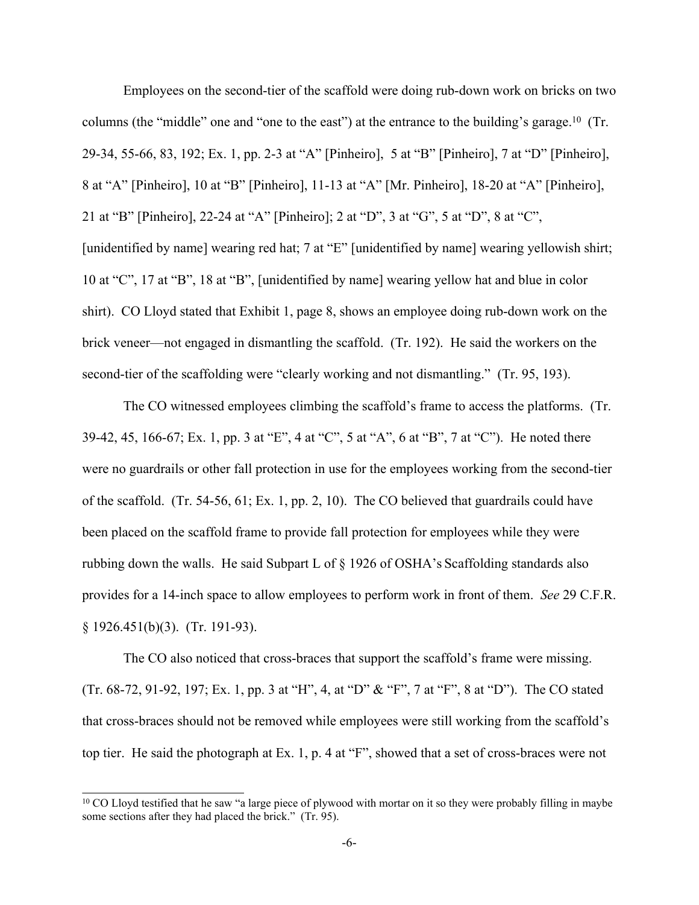Employees on the second-tier of the scaffold were doing rub-down work on bricks on two columns (the "middle" one and "one to the east") at the entrance to the building's garage.[10] (Tr. 29-34, 55-66, 83, 192; Ex. 1, pp. 2-3 at "A" [Pinheiro], 5 at "B" [Pinheiro], 7 at "D" [Pinheiro], 8 at "A" [Pinheiro], 10 at "B" [Pinheiro], 11-13 at "A" [Mr. Pinheiro], 18-20 at "A" [Pinheiro], 21 at "B" [Pinheiro], 22-24 at "A" [Pinheiro]; 2 at "D", 3 at "G", 5 at "D", 8 at "C", [unidentified by name] wearing red hat; 7 at "E" [unidentified by name] wearing yellowish shirt; 10 at "C", 17 at "B", 18 at "B", [unidentified by name] wearing yellow hat and blue in color shirt). CO Lloyd stated that Exhibit 1, page 8, shows an employee doing rub-down work on the brick veneer—not engaged in dismantling the scaffold. (Tr. 192). He said the workers on the second-tier of the scaffolding were "clearly working and not dismantling." (Tr. 95, 193).

The CO witnessed employees climbing the scaffold's frame to access the platforms. (Tr. 39-42, 45, 166-67; Ex. 1, pp. 3 at "E", 4 at "C", 5 at "A", 6 at "B", 7 at "C"). He noted there were no guardrails or other fall protection in use for the employees working from the second-tier of the scaffold. (Tr. 54-56, 61; Ex. 1, pp. 2, 10). The CO believed that guardrails could have been placed on the scaffold frame to provide fall protection for employees while they were rubbing down the walls. He said Subpart L of § 1926 of OSHA's Scaffolding standards also provides for a 14-inch space to allow employees to perform work in front of them. *See* 29 C.F.R. § 1926.451(b)(3). (Tr. 191-93).

The CO also noticed that cross-braces that support the scaffold's frame were missing. (Tr. 68-72, 91-92, 197; Ex. 1, pp. 3 at "H", 4, at "D" & "F", 7 at "F", 8 at "D"). The CO stated that cross-braces should not be removed while employees were still working from the scaffold's top tier. He said the photograph at Ex. 1, p. 4 at "F", showed that a set of cross-braces were not

[10] CO Lloyd testified that he saw "a large piece of plywood with mortar on it so they were probably filling in maybe some sections after they had placed the brick." (Tr. 95).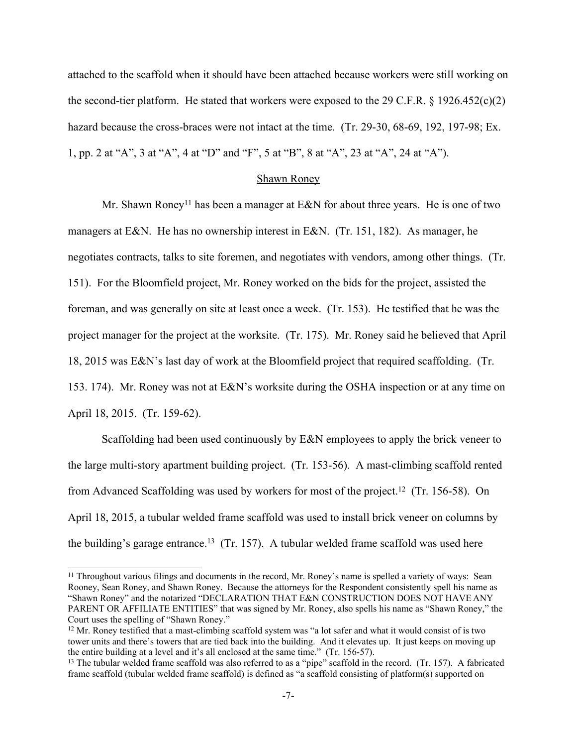attached to the scaffold when it should have been attached because workers were still working on the second-tier platform. He stated that workers were exposed to the 29 C.F.R. § 1926.452(c)(2) hazard because the cross-braces were not intact at the time. (Tr. 29-30, 68-69, 192, 197-98; Ex. 1, pp. 2 at "A", 3 at "A", 4 at "D" and "F", 5 at "B", 8 at "A", 23 at "A", 24 at "A").

<u>Shawn Roney</u>

Mr. Shawn Roney[11] has been a manager at E&N for about three years. He is one of two managers at E&N. He has no ownership interest in E&N. (Tr. 151, 182). As manager, he negotiates contracts, talks to site foremen, and negotiates with vendors, among other things. (Tr. 151). For the Bloomfield project, Mr. Roney worked on the bids for the project, assisted the foreman, and was generally on site at least once a week. (Tr. 153). He testified that he was the project manager for the project at the worksite. (Tr. 175). Mr. Roney said he believed that April 18, 2015 was E&N's last day of work at the Bloomfield project that required scaffolding. (Tr. 153. 174). Mr. Roney was not at E&N's worksite during the OSHA inspection or at any time on April 18, 2015. (Tr. 159-62).

Scaffolding had been used continuously by E&N employees to apply the brick veneer to the large multi-story apartment building project. (Tr. 153-56). A mast-climbing scaffold rented from Advanced Scaffolding was used by workers for most of the project.[12] (Tr. 156-58). On April 18, 2015, a tubular welded frame scaffold was used to install brick veneer on columns by the building's garage entrance.[13] (Tr. 157). A tubular welded frame scaffold was used here

---

[11] Throughout various filings and documents in the record, Mr. Roney's name is spelled a variety of ways: Sean Rooney, Sean Roney, and Shawn Roney. Because the attorneys for the Respondent consistently spell his name as "Shawn Roney" and the notarized "DECLARATION THAT E&N CONSTRUCTION DOES NOT HAVE ANY PARENT OR AFFILIATE ENTITIES" that was signed by Mr. Roney, also spells his name as "Shawn Roney," the Court uses the spelling of "Shawn Roney."

[12] Mr. Roney testified that a mast-climbing scaffold system was "a lot safer and what it would consist of is two tower units and there's towers that are tied back into the building. And it elevates up. It just keeps on moving up the entire building at a level and it's all enclosed at the same time." (Tr. 156-57).

[13] The tubular welded frame scaffold was also referred to as a "pipe" scaffold in the record. (Tr. 157). A fabricated frame scaffold (tubular welded frame scaffold) is defined as "a scaffold consisting of platform(s) supported on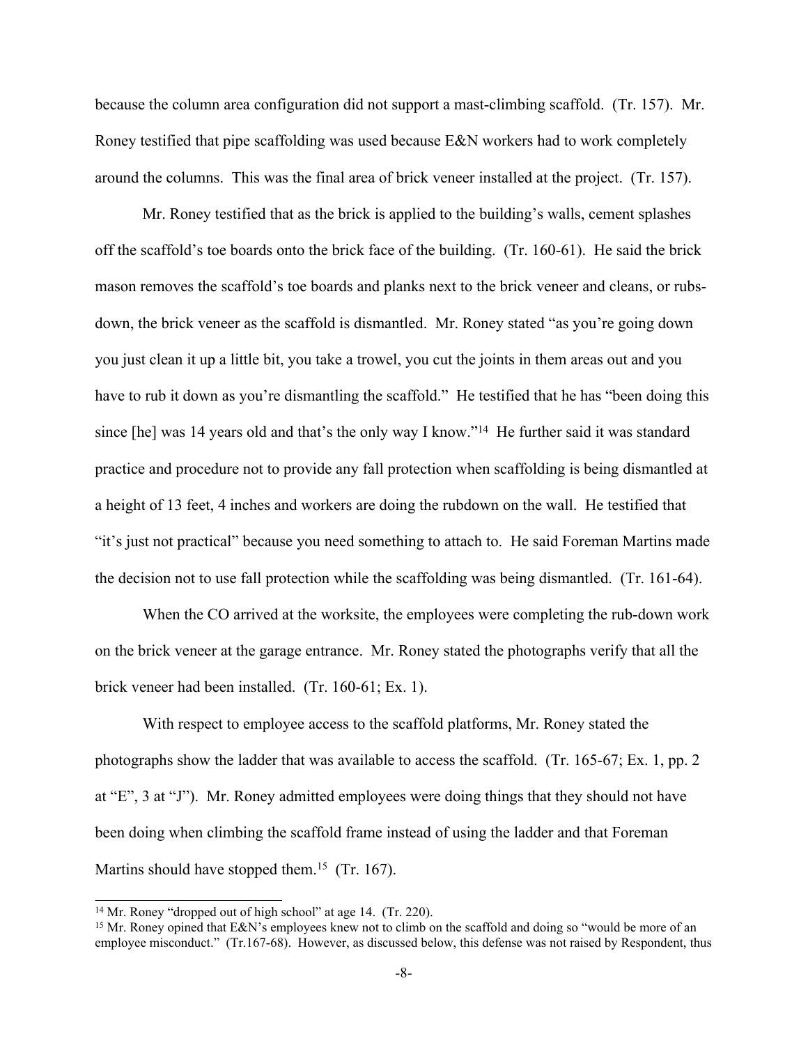because the column area configuration did not support a mast-climbing scaffold. (Tr. 157). Mr. Roney testified that pipe scaffolding was used because E&N workers had to work completely around the columns. This was the final area of brick veneer installed at the project. (Tr. 157).

Mr. Roney testified that as the brick is applied to the building's walls, cement splashes off the scaffold's toe boards onto the brick face of the building. (Tr. 160-61). He said the brick mason removes the scaffold's toe boards and planks next to the brick veneer and cleans, or rubs-down, the brick veneer as the scaffold is dismantled. Mr. Roney stated "as you're going down you just clean it up a little bit, you take a trowel, you cut the joints in them areas out and you have to rub it down as you're dismantling the scaffold." He testified that he has "been doing this since [he] was 14 years old and that's the only way I know."[14] He further said it was standard practice and procedure not to provide any fall protection when scaffolding is being dismantled at a height of 13 feet, 4 inches and workers are doing the rubdown on the wall. He testified that "it's just not practical" because you need something to attach to. He said Foreman Martins made the decision not to use fall protection while the scaffolding was being dismantled. (Tr. 161-64).

When the CO arrived at the worksite, the employees were completing the rub-down work on the brick veneer at the garage entrance. Mr. Roney stated the photographs verify that all the brick veneer had been installed. (Tr. 160-61; Ex. 1).

With respect to employee access to the scaffold platforms, Mr. Roney stated the photographs show the ladder that was available to access the scaffold. (Tr. 165-67; Ex. 1, pp. 2 at "E", 3 at "J"). Mr. Roney admitted employees were doing things that they should not have been doing when climbing the scaffold frame instead of using the ladder and that Foreman Martins should have stopped them.[15] (Tr. 167).

---

[14] Mr. Roney "dropped out of high school" at age 14. (Tr. 220).

[15] Mr. Roney opined that E&N's employees knew not to climb on the scaffold and doing so "would be more of an employee misconduct." (Tr.167-68). However, as discussed below, this defense was not raised by Respondent, thus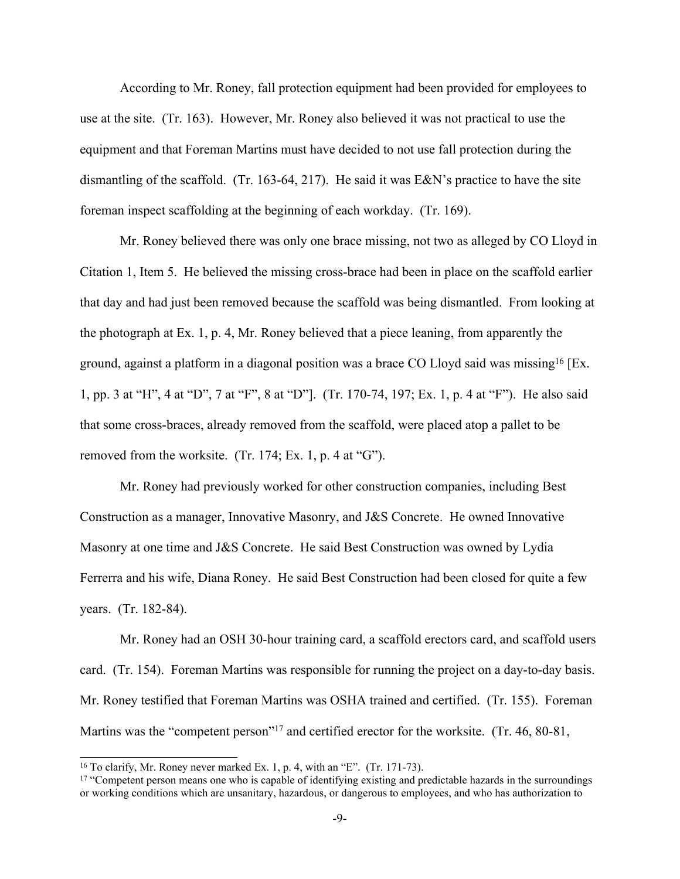According to Mr. Roney, fall protection equipment had been provided for employees to use at the site. (Tr. 163). However, Mr. Roney also believed it was not practical to use the equipment and that Foreman Martins must have decided to not use fall protection during the dismantling of the scaffold. (Tr. 163-64, 217). He said it was E&N's practice to have the site foreman inspect scaffolding at the beginning of each workday. (Tr. 169).

Mr. Roney believed there was only one brace missing, not two as alleged by CO Lloyd in Citation 1, Item 5. He believed the missing cross-brace had been in place on the scaffold earlier that day and had just been removed because the scaffold was being dismantled. From looking at the photograph at Ex. 1, p. 4, Mr. Roney believed that a piece leaning, from apparently the ground, against a platform in a diagonal position was a brace CO Lloyd said was missing[16] [Ex. 1, pp. 3 at "H", 4 at "D", 7 at "F", 8 at "D"]. (Tr. 170-74, 197; Ex. 1, p. 4 at "F"). He also said that some cross-braces, already removed from the scaffold, were placed atop a pallet to be removed from the worksite. (Tr. 174; Ex. 1, p. 4 at "G").

Mr. Roney had previously worked for other construction companies, including Best Construction as a manager, Innovative Masonry, and J&S Concrete. He owned Innovative Masonry at one time and J&S Concrete. He said Best Construction was owned by Lydia Ferrerra and his wife, Diana Roney. He said Best Construction had been closed for quite a few years. (Tr. 182-84).

Mr. Roney had an OSH 30-hour training card, a scaffold erectors card, and scaffold users card. (Tr. 154). Foreman Martins was responsible for running the project on a day-to-day basis. Mr. Roney testified that Foreman Martins was OSHA trained and certified. (Tr. 155). Foreman Martins was the "competent person"[17] and certified erector for the worksite. (Tr. 46, 80-81,

---

[16] To clarify, Mr. Roney never marked Ex. 1, p. 4, with an "E". (Tr. 171-73).

[17] "Competent person means one who is capable of identifying existing and predictable hazards in the surroundings or working conditions which are unsanitary, hazardous, or dangerous to employees, and who has authorization to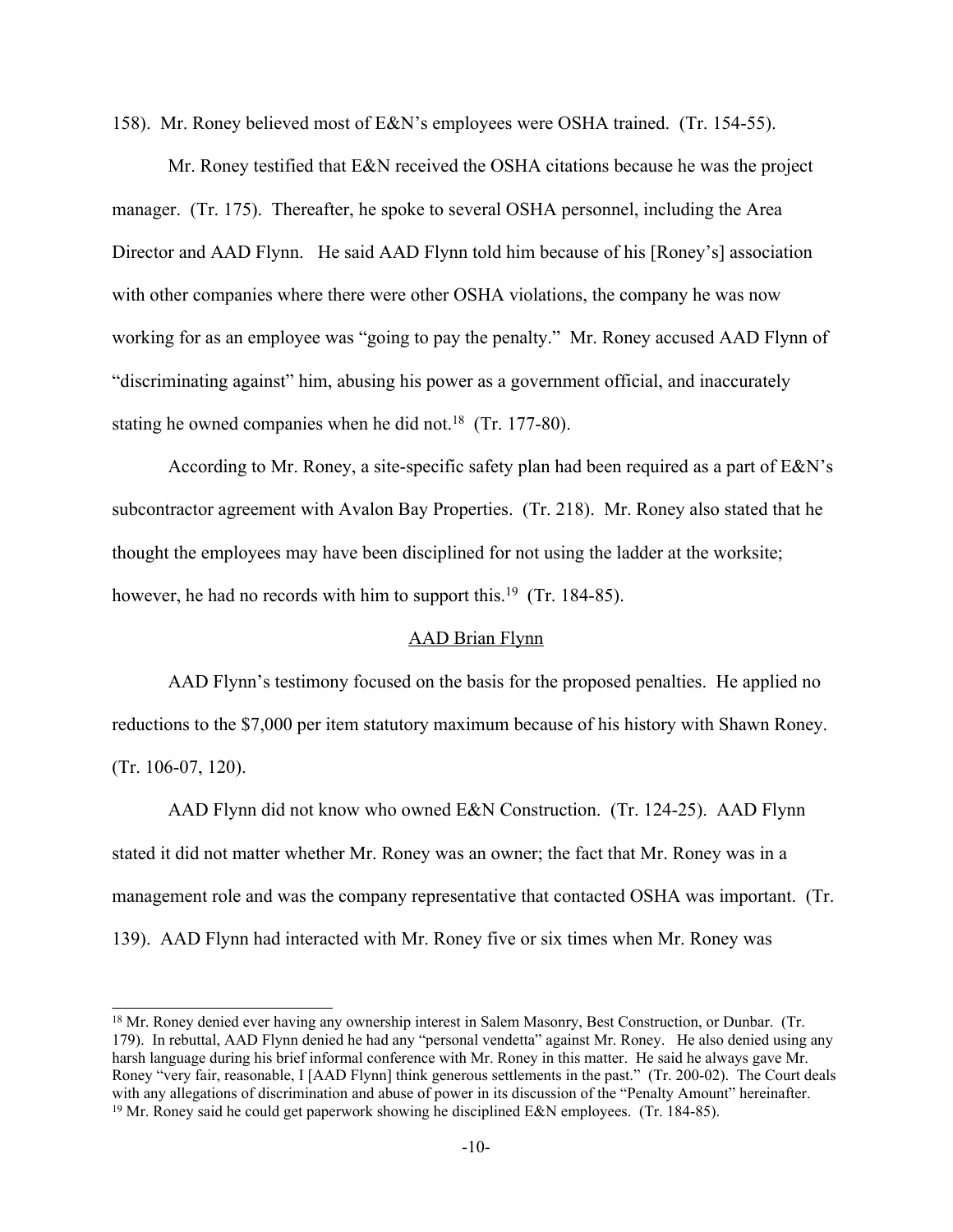158). Mr. Roney believed most of E&N's employees were OSHA trained. (Tr. 154-55).

Mr. Roney testified that E&N received the OSHA citations because he was the project manager. (Tr. 175). Thereafter, he spoke to several OSHA personnel, including the Area Director and AAD Flynn. He said AAD Flynn told him because of his [Roney's] association with other companies where there were other OSHA violations, the company he was now working for as an employee was "going to pay the penalty." Mr. Roney accused AAD Flynn of "discriminating against" him, abusing his power as a government official, and inaccurately stating he owned companies when he did not.[18] (Tr. 177-80).

According to Mr. Roney, a site-specific safety plan had been required as a part of E&N's subcontractor agreement with Avalon Bay Properties. (Tr. 218). Mr. Roney also stated that he thought the employees may have been disciplined for not using the ladder at the worksite; however, he had no records with him to support this.[19] (Tr. 184-85).

<u>AAD Brian Flynn</u>

AAD Flynn's testimony focused on the basis for the proposed penalties. He applied no reductions to the $7,000 per item statutory maximum because of his history with Shawn Roney. (Tr. 106-07, 120).

AAD Flynn did not know who owned E&N Construction. (Tr. 124-25). AAD Flynn stated it did not matter whether Mr. Roney was an owner; the fact that Mr. Roney was in a management role and was the company representative that contacted OSHA was important. (Tr. 139). AAD Flynn had interacted with Mr. Roney five or six times when Mr. Roney was

---

[18] Mr. Roney denied ever having any ownership interest in Salem Masonry, Best Construction, or Dunbar. (Tr. 179). In rebuttal, AAD Flynn denied he had any "personal vendetta" against Mr. Roney. He also denied using any harsh language during his brief informal conference with Mr. Roney in this matter. He said he always gave Mr. Roney "very fair, reasonable, I [AAD Flynn] think generous settlements in the past." (Tr. 200-02). The Court deals with any allegations of discrimination and abuse of power in its discussion of the "Penalty Amount" hereinafter.

[19] Mr. Roney said he could get paperwork showing he disciplined E&N employees. (Tr. 184-85).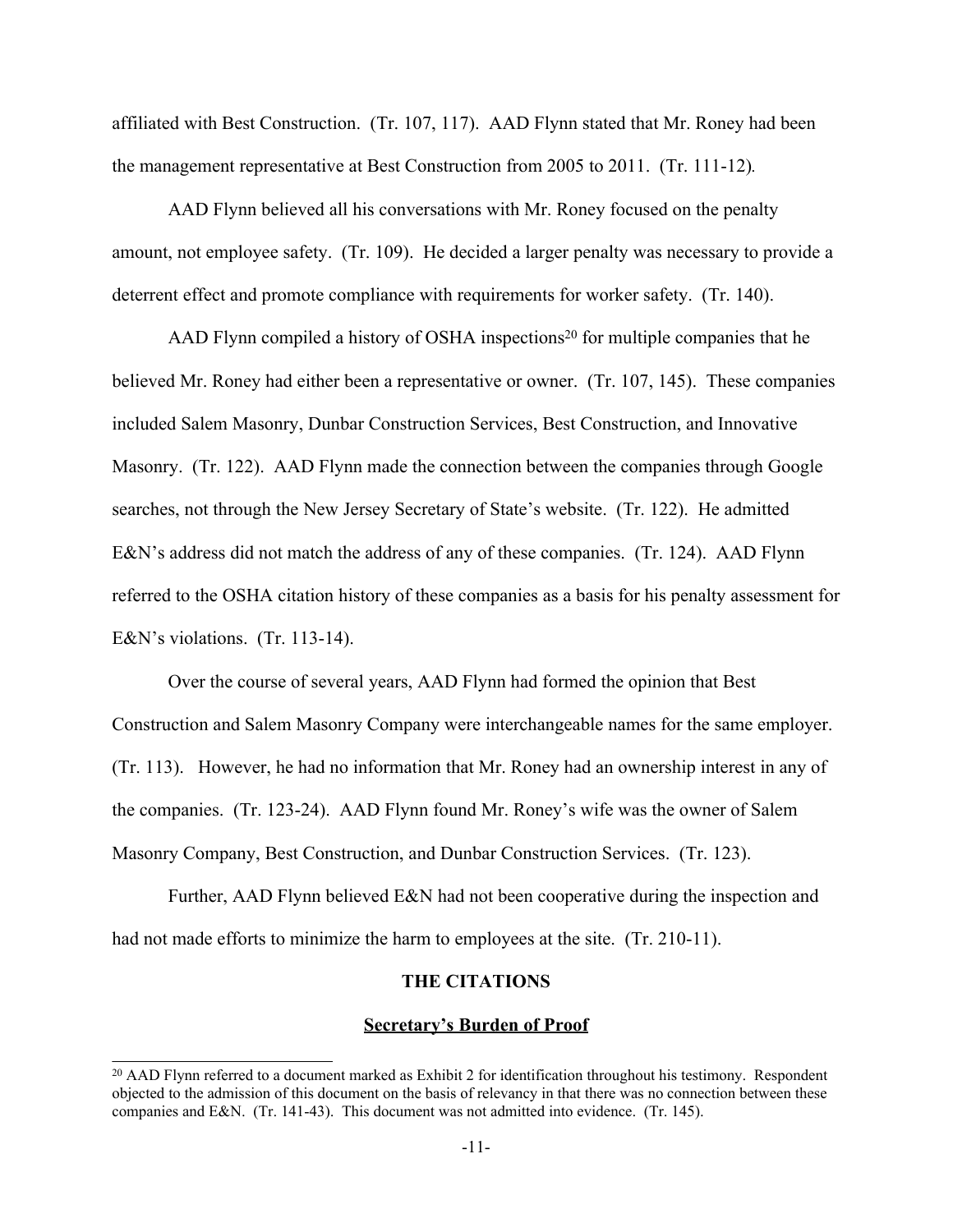affiliated with Best Construction. (Tr. 107, 117). AAD Flynn stated that Mr. Roney had been the management representative at Best Construction from 2005 to 2011. (Tr. 111-12).

AAD Flynn believed all his conversations with Mr. Roney focused on the penalty amount, not employee safety. (Tr. 109). He decided a larger penalty was necessary to provide a deterrent effect and promote compliance with requirements for worker safety. (Tr. 140).

AAD Flynn compiled a history of OSHA inspections[20] for multiple companies that he believed Mr. Roney had either been a representative or owner. (Tr. 107, 145). These companies included Salem Masonry, Dunbar Construction Services, Best Construction, and Innovative Masonry. (Tr. 122). AAD Flynn made the connection between the companies through Google searches, not through the New Jersey Secretary of State's website. (Tr. 122). He admitted E&N's address did not match the address of any of these companies. (Tr. 124). AAD Flynn referred to the OSHA citation history of these companies as a basis for his penalty assessment for E&N's violations. (Tr. 113-14).

Over the course of several years, AAD Flynn had formed the opinion that Best Construction and Salem Masonry Company were interchangeable names for the same employer. (Tr. 113). However, he had no information that Mr. Roney had an ownership interest in any of the companies. (Tr. 123-24). AAD Flynn found Mr. Roney's wife was the owner of Salem Masonry Company, Best Construction, and Dunbar Construction Services. (Tr. 123).

Further, AAD Flynn believed E&N had not been cooperative during the inspection and had not made efforts to minimize the harm to employees at the site. (Tr. 210-11).

## THE CITATIONS

### Secretary's Burden of Proof

[20] AAD Flynn referred to a document marked as Exhibit 2 for identification throughout his testimony. Respondent objected to the admission of this document on the basis of relevancy in that there was no connection between these companies and E&N. (Tr. 141-43). This document was not admitted into evidence. (Tr. 145).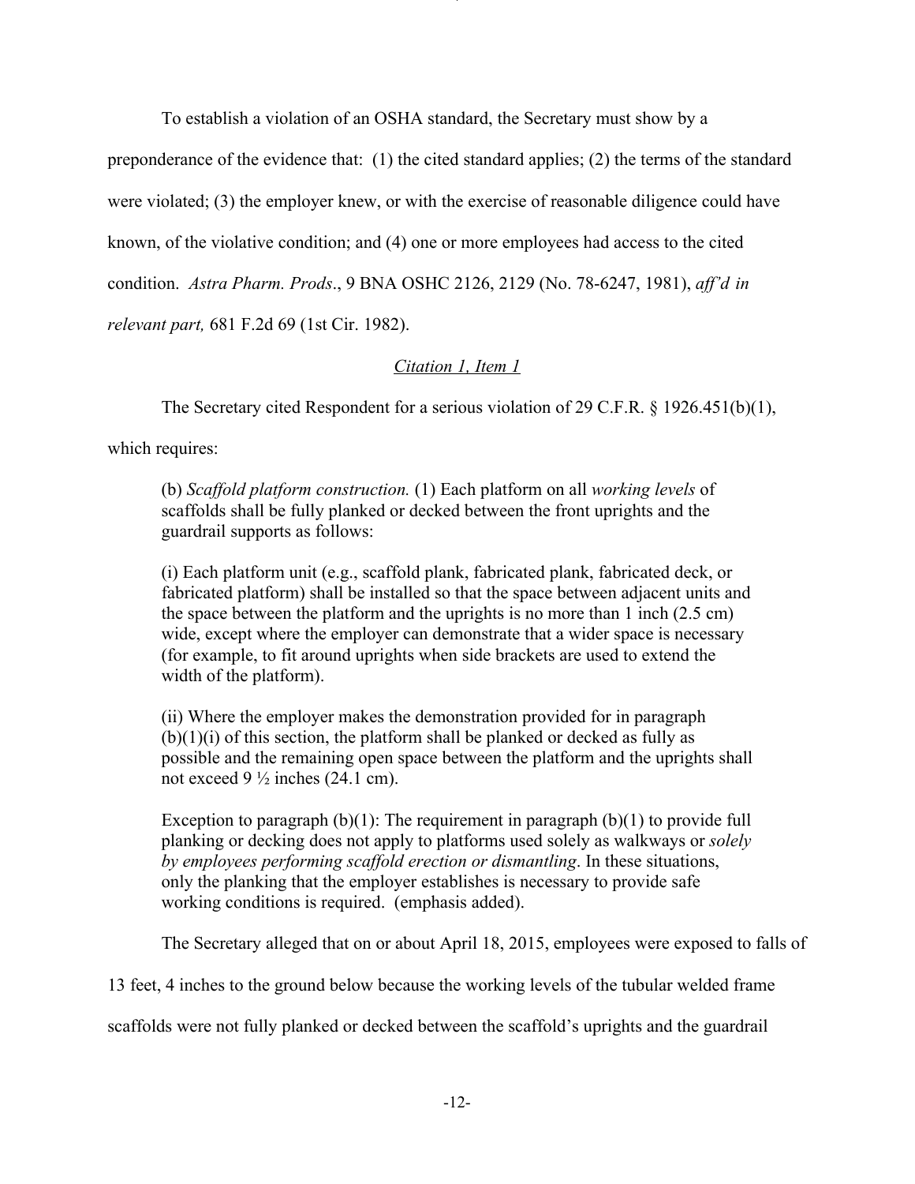To establish a violation of an OSHA standard, the Secretary must show by a preponderance of the evidence that: (1) the cited standard applies; (2) the terms of the standard were violated; (3) the employer knew, or with the exercise of reasonable diligence could have known, of the violative condition; and (4) one or more employees had access to the cited condition. *Astra Pharm. Prods*., 9 BNA OSHC 2126, 2129 (No. 78-6247, 1981), *aff'd in relevant part,* 681 F.2d 69 (1st Cir. 1982).

## *Citation 1, Item 1*

The Secretary cited Respondent for a serious violation of 29 C.F.R. § 1926.451(b)(1), which requires:

> (b) *Scaffold platform construction.* (1) Each platform on all *working levels* of scaffolds shall be fully planked or decked between the front uprights and the guardrail supports as follows:
>
> (i) Each platform unit (e.g., scaffold plank, fabricated plank, fabricated deck, or fabricated platform) shall be installed so that the space between adjacent units and the space between the platform and the uprights is no more than 1 inch (2.5 cm) wide, except where the employer can demonstrate that a wider space is necessary (for example, to fit around uprights when side brackets are used to extend the width of the platform).
>
> (ii) Where the employer makes the demonstration provided for in paragraph (b)(1)(i) of this section, the platform shall be planked or decked as fully as possible and the remaining open space between the platform and the uprights shall not exceed 9 ½ inches (24.1 cm).
>
> Exception to paragraph (b)(1): The requirement in paragraph (b)(1) to provide full planking or decking does not apply to platforms used solely as walkways or *solely by employees performing scaffold erection or dismantling*. In these situations, only the planking that the employer establishes is necessary to provide safe working conditions is required. (emphasis added).

The Secretary alleged that on or about April 18, 2015, employees were exposed to falls of 13 feet, 4 inches to the ground below because the working levels of the tubular welded frame scaffolds were not fully planked or decked between the scaffold's uprights and the guardrail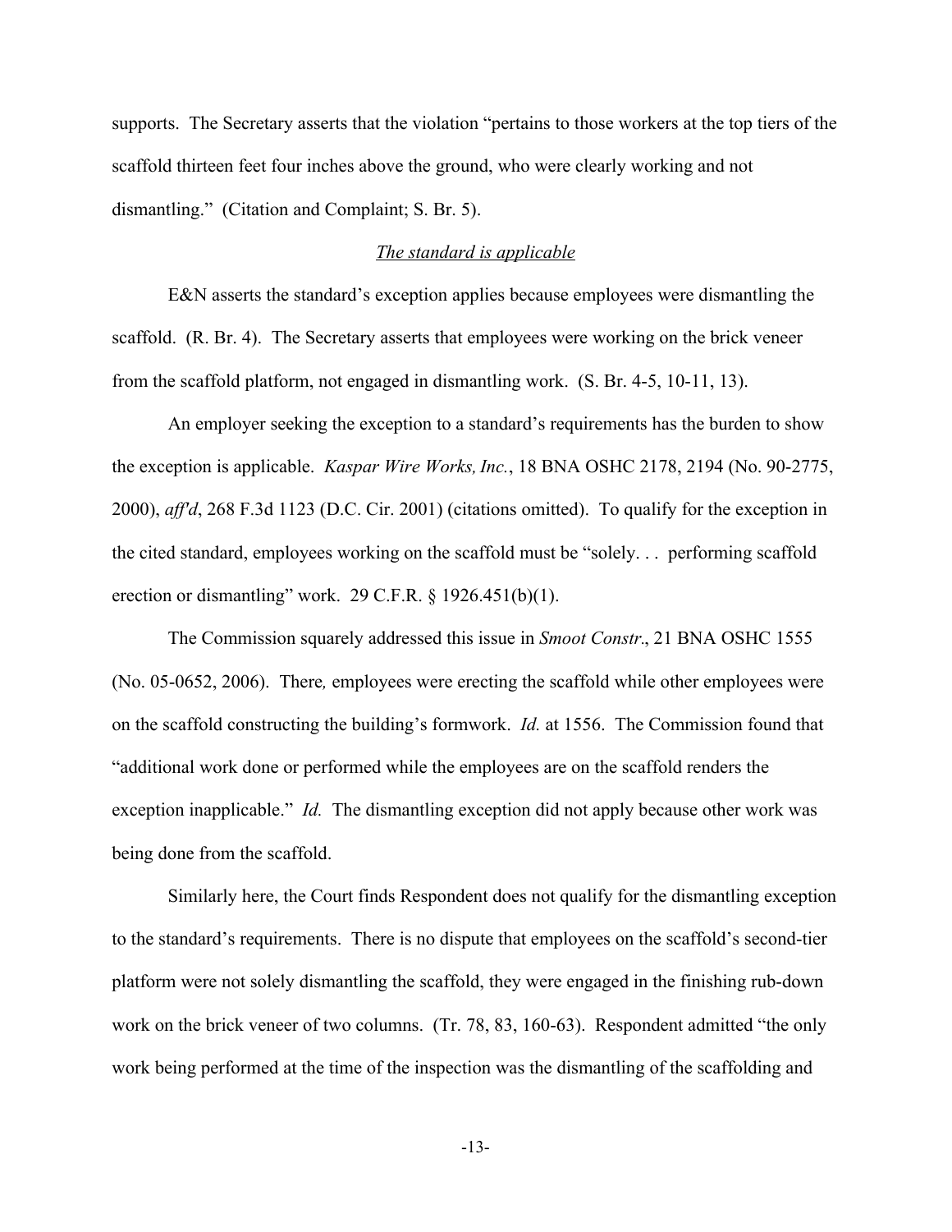supports. The Secretary asserts that the violation "pertains to those workers at the top tiers of the scaffold thirteen feet four inches above the ground, who were clearly working and not dismantling." (Citation and Complaint; S. Br. 5).

<u>*The standard is applicable*</u>

E&N asserts the standard's exception applies because employees were dismantling the scaffold. (R. Br. 4). The Secretary asserts that employees were working on the brick veneer from the scaffold platform, not engaged in dismantling work. (S. Br. 4-5, 10-11, 13).

An employer seeking the exception to a standard's requirements has the burden to show the exception is applicable. *Kaspar Wire Works, Inc.*, 18 BNA OSHC 2178, 2194 (No. 90-2775, 2000), *aff'd*, 268 F.3d 1123 (D.C. Cir. 2001) (citations omitted). To qualify for the exception in the cited standard, employees working on the scaffold must be "solely. . . performing scaffold erection or dismantling" work. 29 C.F.R. § 1926.451(b)(1).

The Commission squarely addressed this issue in *Smoot Constr*., 21 BNA OSHC 1555 (No. 05-0652, 2006). There*,* employees were erecting the scaffold while other employees were on the scaffold constructing the building's formwork. *Id.* at 1556. The Commission found that "additional work done or performed while the employees are on the scaffold renders the exception inapplicable." *Id.* The dismantling exception did not apply because other work was being done from the scaffold.

Similarly here, the Court finds Respondent does not qualify for the dismantling exception to the standard's requirements. There is no dispute that employees on the scaffold's second-tier platform were not solely dismantling the scaffold, they were engaged in the finishing rub-down work on the brick veneer of two columns. (Tr. 78, 83, 160-63). Respondent admitted "the only work being performed at the time of the inspection was the dismantling of the scaffolding and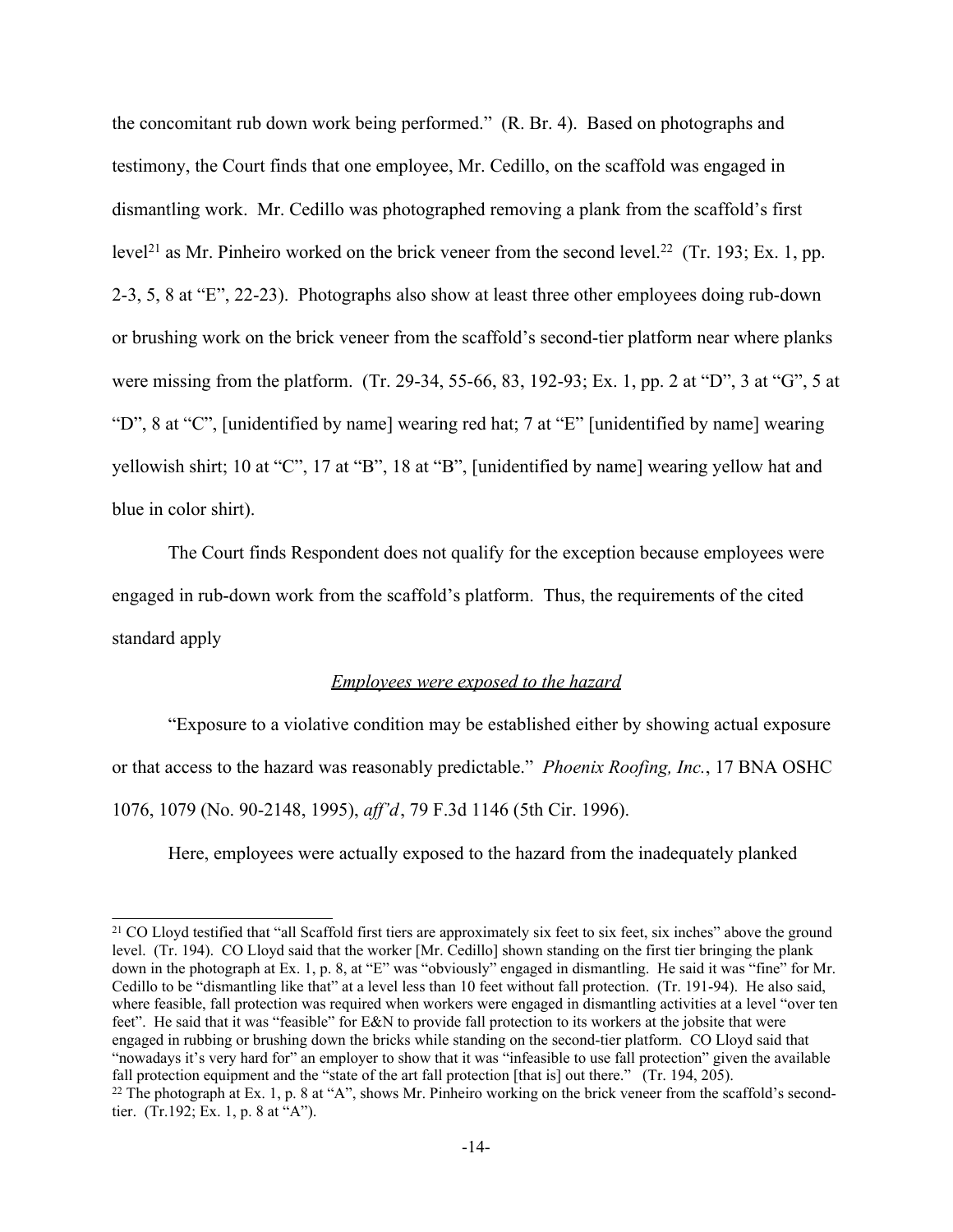the concomitant rub down work being performed." (R. Br. 4). Based on photographs and testimony, the Court finds that one employee, Mr. Cedillo, on the scaffold was engaged in dismantling work. Mr. Cedillo was photographed removing a plank from the scaffold's first level[21] as Mr. Pinheiro worked on the brick veneer from the second level.[22] (Tr. 193; Ex. 1, pp. 2-3, 5, 8 at "E", 22-23). Photographs also show at least three other employees doing rub-down or brushing work on the brick veneer from the scaffold's second-tier platform near where planks were missing from the platform. (Tr. 29-34, 55-66, 83, 192-93; Ex. 1, pp. 2 at "D", 3 at "G", 5 at "D", 8 at "C", [unidentified by name] wearing red hat; 7 at "E" [unidentified by name] wearing yellowish shirt; 10 at "C", 17 at "B", 18 at "B", [unidentified by name] wearing yellow hat and blue in color shirt).

The Court finds Respondent does not qualify for the exception because employees were engaged in rub-down work from the scaffold's platform. Thus, the requirements of the cited standard apply

*Employees were exposed to the hazard*

"Exposure to a violative condition may be established either by showing actual exposure or that access to the hazard was reasonably predictable." *Phoenix Roofing, Inc.*, 17 BNA OSHC 1076, 1079 (No. 90-2148, 1995), *aff'd*, 79 F.3d 1146 (5th Cir. 1996).

Here, employees were actually exposed to the hazard from the inadequately planked

---

[21] CO Lloyd testified that "all Scaffold first tiers are approximately six feet to six feet, six inches" above the ground level. (Tr. 194). CO Lloyd said that the worker [Mr. Cedillo] shown standing on the first tier bringing the plank down in the photograph at Ex. 1, p. 8, at "E" was "obviously" engaged in dismantling. He said it was "fine" for Mr. Cedillo to be "dismantling like that" at a level less than 10 feet without fall protection. (Tr. 191-94). He also said, where feasible, fall protection was required when workers were engaged in dismantling activities at a level "over ten feet". He said that it was "feasible" for E&N to provide fall protection to its workers at the jobsite that were engaged in rubbing or brushing down the bricks while standing on the second-tier platform. CO Lloyd said that "nowadays it's very hard for" an employer to show that it was "infeasible to use fall protection" given the available fall protection equipment and the "state of the art fall protection [that is] out there." (Tr. 194, 205).

[22] The photograph at Ex. 1, p. 8 at "A", shows Mr. Pinheiro working on the brick veneer from the scaffold's second-tier. (Tr.192; Ex. 1, p. 8 at "A").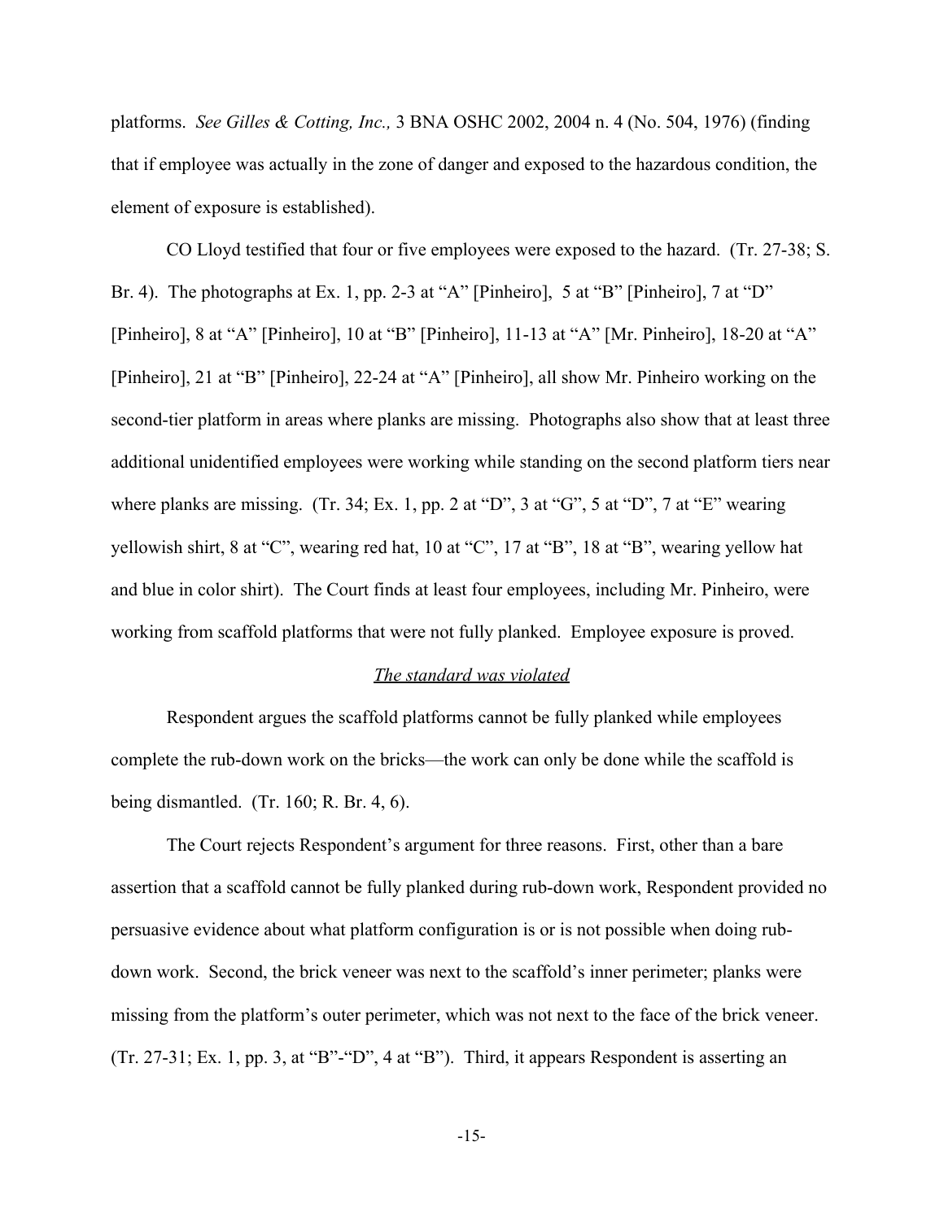platforms. *See Gilles & Cotting, Inc.,* 3 BNA OSHC 2002, 2004 n. 4 (No. 504, 1976) (finding that if employee was actually in the zone of danger and exposed to the hazardous condition, the element of exposure is established).

CO Lloyd testified that four or five employees were exposed to the hazard. (Tr. 27-38; S. Br. 4). The photographs at Ex. 1, pp. 2-3 at "A" [Pinheiro], 5 at "B" [Pinheiro], 7 at "D" [Pinheiro], 8 at "A" [Pinheiro], 10 at "B" [Pinheiro], 11-13 at "A" [Mr. Pinheiro], 18-20 at "A" [Pinheiro], 21 at "B" [Pinheiro], 22-24 at "A" [Pinheiro], all show Mr. Pinheiro working on the second-tier platform in areas where planks are missing. Photographs also show that at least three additional unidentified employees were working while standing on the second platform tiers near where planks are missing. (Tr. 34; Ex. 1, pp. 2 at "D", 3 at "G", 5 at "D", 7 at "E" wearing yellowish shirt, 8 at "C", wearing red hat, 10 at "C", 17 at "B", 18 at "B", wearing yellow hat and blue in color shirt). The Court finds at least four employees, including Mr. Pinheiro, were working from scaffold platforms that were not fully planked. Employee exposure is proved.

<u>The standard was violated</u>

Respondent argues the scaffold platforms cannot be fully planked while employees complete the rub-down work on the bricks—the work can only be done while the scaffold is being dismantled. (Tr. 160; R. Br. 4, 6).

The Court rejects Respondent's argument for three reasons. First, other than a bare assertion that a scaffold cannot be fully planked during rub-down work, Respondent provided no persuasive evidence about what platform configuration is or is not possible when doing rub-down work. Second, the brick veneer was next to the scaffold's inner perimeter; planks were missing from the platform's outer perimeter, which was not next to the face of the brick veneer. (Tr. 27-31; Ex. 1, pp. 3, at "B"-"D", 4 at "B"). Third, it appears Respondent is asserting an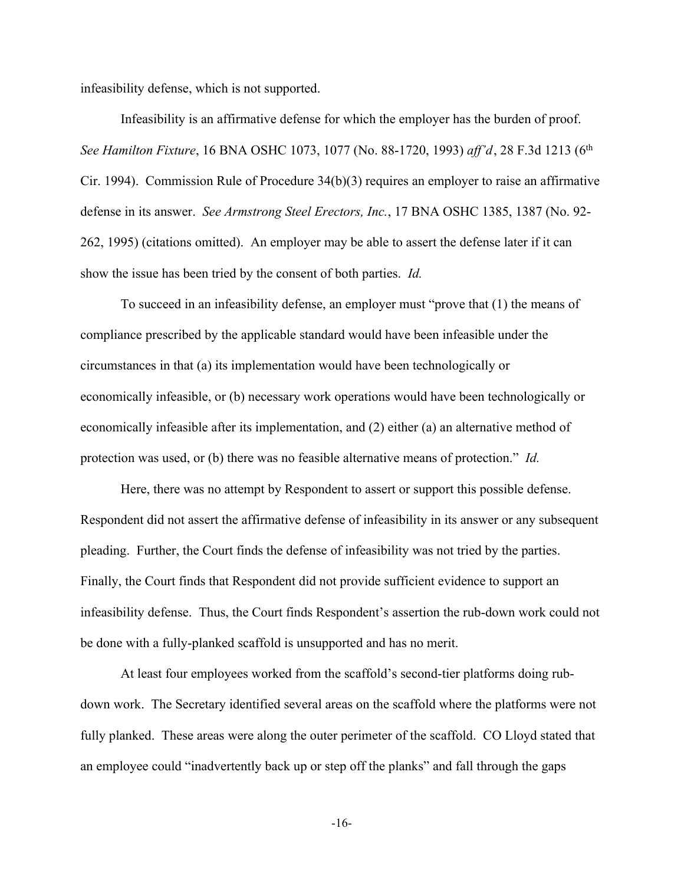infeasibility defense, which is not supported.

Infeasibility is an affirmative defense for which the employer has the burden of proof. *See Hamilton Fixture*, 16 BNA OSHC 1073, 1077 (No. 88-1720, 1993) *aff'd*, 28 F.3d 1213 (6th Cir. 1994). Commission Rule of Procedure 34(b)(3) requires an employer to raise an affirmative defense in its answer. *See Armstrong Steel Erectors, Inc.*, 17 BNA OSHC 1385, 1387 (No. 92-262, 1995) (citations omitted). An employer may be able to assert the defense later if it can show the issue has been tried by the consent of both parties. *Id.*

To succeed in an infeasibility defense, an employer must "prove that (1) the means of compliance prescribed by the applicable standard would have been infeasible under the circumstances in that (a) its implementation would have been technologically or economically infeasible, or (b) necessary work operations would have been technologically or economically infeasible after its implementation, and (2) either (a) an alternative method of protection was used, or (b) there was no feasible alternative means of protection." *Id.*

Here, there was no attempt by Respondent to assert or support this possible defense. Respondent did not assert the affirmative defense of infeasibility in its answer or any subsequent pleading. Further, the Court finds the defense of infeasibility was not tried by the parties. Finally, the Court finds that Respondent did not provide sufficient evidence to support an infeasibility defense. Thus, the Court finds Respondent's assertion the rub-down work could not be done with a fully-planked scaffold is unsupported and has no merit.

At least four employees worked from the scaffold's second-tier platforms doing rub-down work. The Secretary identified several areas on the scaffold where the platforms were not fully planked. These areas were along the outer perimeter of the scaffold. CO Lloyd stated that an employee could "inadvertently back up or step off the planks" and fall through the gaps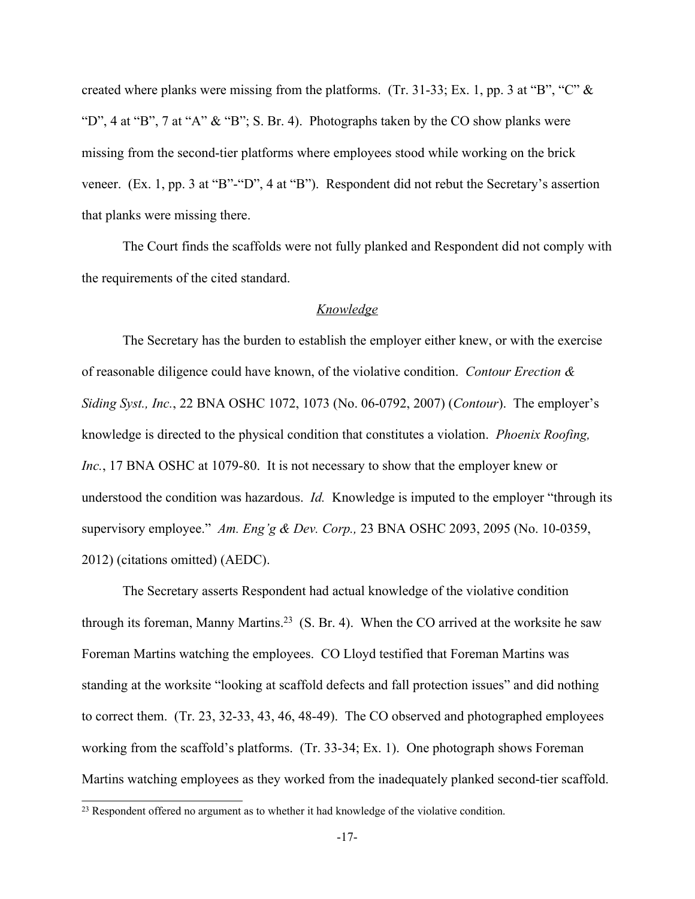created where planks were missing from the platforms. (Tr. 31-33; Ex. 1, pp. 3 at "B", "C" & "D", 4 at "B", 7 at "A" & "B"; S. Br. 4). Photographs taken by the CO show planks were missing from the second-tier platforms where employees stood while working on the brick veneer. (Ex. 1, pp. 3 at "B"-"D", 4 at "B"). Respondent did not rebut the Secretary's assertion that planks were missing there.

The Court finds the scaffolds were not fully planked and Respondent did not comply with the requirements of the cited standard.

### *Knowledge*

The Secretary has the burden to establish the employer either knew, or with the exercise of reasonable diligence could have known, of the violative condition. *Contour Erection & Siding Syst., Inc.*, 22 BNA OSHC 1072, 1073 (No. 06-0792, 2007) (*Contour*). The employer's knowledge is directed to the physical condition that constitutes a violation. *Phoenix Roofing, Inc.*, 17 BNA OSHC at 1079-80. It is not necessary to show that the employer knew or understood the condition was hazardous. *Id.* Knowledge is imputed to the employer "through its supervisory employee." *Am. Eng'g & Dev. Corp.,* 23 BNA OSHC 2093, 2095 (No. 10-0359, 2012) (citations omitted) (AEDC).

The Secretary asserts Respondent had actual knowledge of the violative condition through its foreman, Manny Martins.[23] (S. Br. 4). When the CO arrived at the worksite he saw Foreman Martins watching the employees. CO Lloyd testified that Foreman Martins was standing at the worksite "looking at scaffold defects and fall protection issues" and did nothing to correct them. (Tr. 23, 32-33, 43, 46, 48-49). The CO observed and photographed employees working from the scaffold's platforms. (Tr. 33-34; Ex. 1). One photograph shows Foreman Martins watching employees as they worked from the inadequately planked second-tier scaffold.

---

[23] Respondent offered no argument as to whether it had knowledge of the violative condition.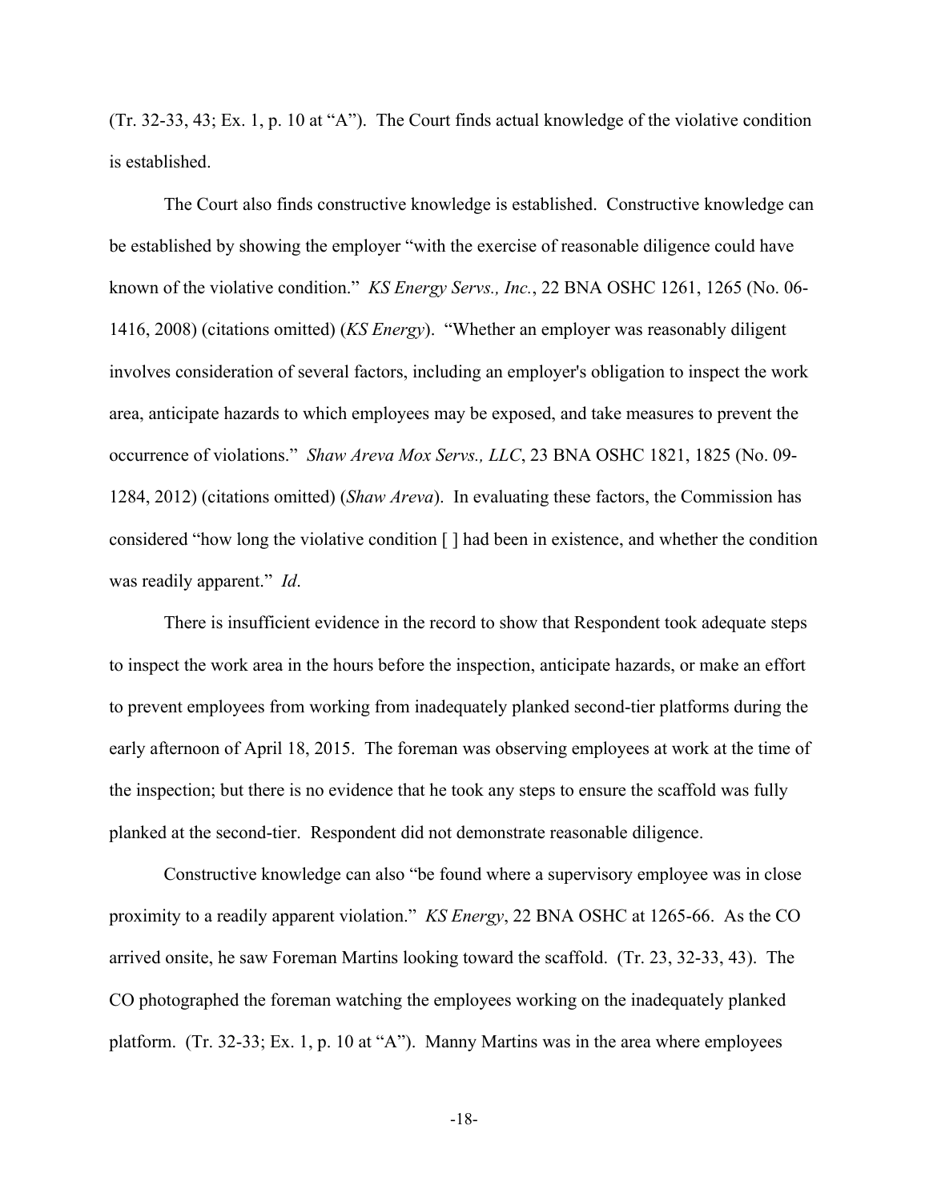(Tr. 32-33, 43; Ex. 1, p. 10 at "A"). The Court finds actual knowledge of the violative condition is established.

The Court also finds constructive knowledge is established. Constructive knowledge can be established by showing the employer "with the exercise of reasonable diligence could have known of the violative condition." *KS Energy Servs., Inc.*, 22 BNA OSHC 1261, 1265 (No. 06-1416, 2008) (citations omitted) (*KS Energy*). "Whether an employer was reasonably diligent involves consideration of several factors, including an employer's obligation to inspect the work area, anticipate hazards to which employees may be exposed, and take measures to prevent the occurrence of violations." *Shaw Areva Mox Servs., LLC*, 23 BNA OSHC 1821, 1825 (No. 09-1284, 2012) (citations omitted) (*Shaw Areva*). In evaluating these factors, the Commission has considered "how long the violative condition [ ] had been in existence, and whether the condition was readily apparent." *Id*.

There is insufficient evidence in the record to show that Respondent took adequate steps to inspect the work area in the hours before the inspection, anticipate hazards, or make an effort to prevent employees from working from inadequately planked second-tier platforms during the early afternoon of April 18, 2015. The foreman was observing employees at work at the time of the inspection; but there is no evidence that he took any steps to ensure the scaffold was fully planked at the second-tier. Respondent did not demonstrate reasonable diligence.

Constructive knowledge can also "be found where a supervisory employee was in close proximity to a readily apparent violation." *KS Energy*, 22 BNA OSHC at 1265-66. As the CO arrived onsite, he saw Foreman Martins looking toward the scaffold. (Tr. 23, 32-33, 43). The CO photographed the foreman watching the employees working on the inadequately planked platform. (Tr. 32-33; Ex. 1, p. 10 at "A"). Manny Martins was in the area where employees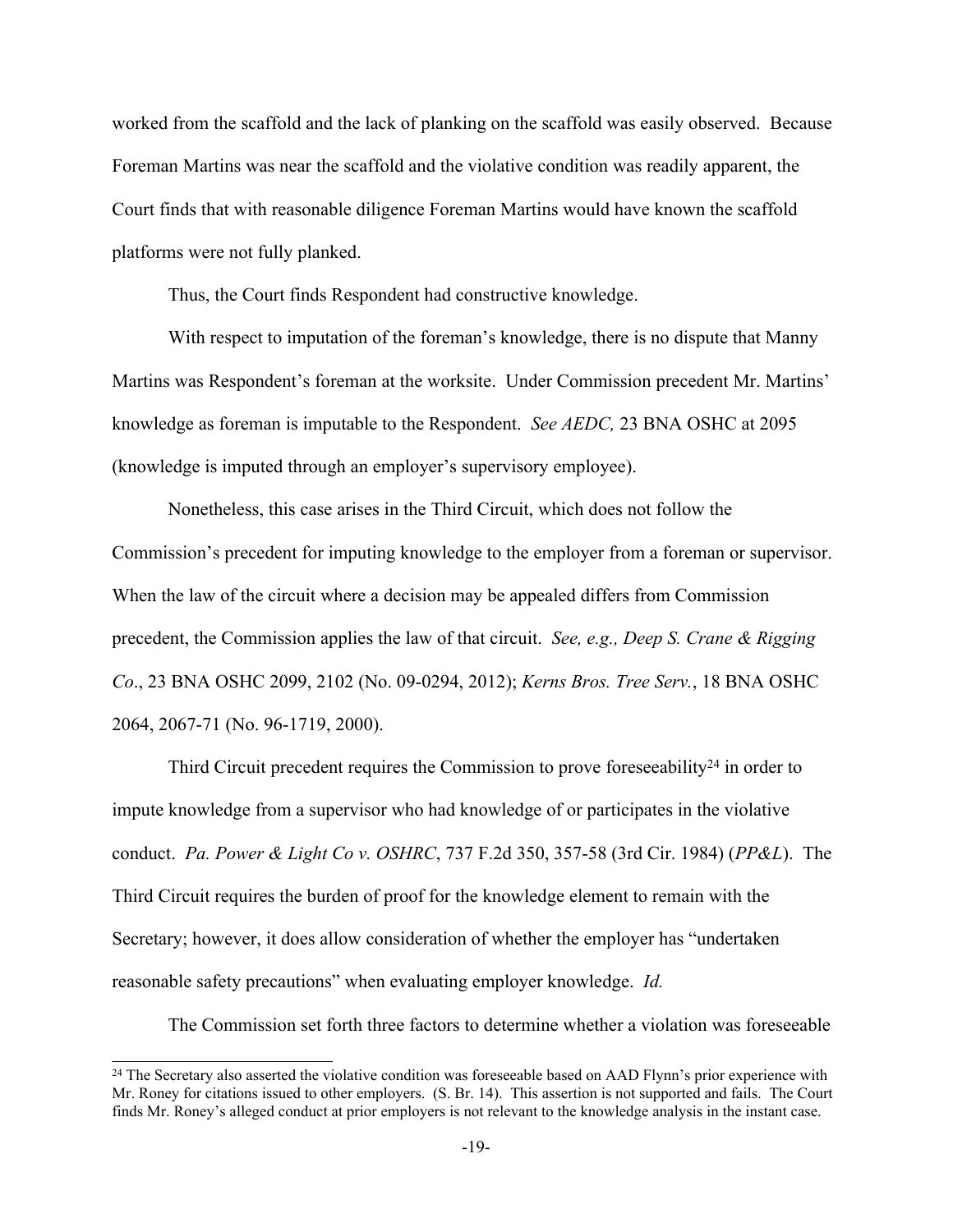worked from the scaffold and the lack of planking on the scaffold was easily observed. Because Foreman Martins was near the scaffold and the violative condition was readily apparent, the Court finds that with reasonable diligence Foreman Martins would have known the scaffold platforms were not fully planked.

Thus, the Court finds Respondent had constructive knowledge.

With respect to imputation of the foreman's knowledge, there is no dispute that Manny Martins was Respondent's foreman at the worksite. Under Commission precedent Mr. Martins' knowledge as foreman is imputable to the Respondent. *See AEDC,* 23 BNA OSHC at 2095 (knowledge is imputed through an employer's supervisory employee).

Nonetheless, this case arises in the Third Circuit, which does not follow the Commission's precedent for imputing knowledge to the employer from a foreman or supervisor. When the law of the circuit where a decision may be appealed differs from Commission precedent, the Commission applies the law of that circuit. *See, e.g., Deep S. Crane & Rigging Co*., 23 BNA OSHC 2099, 2102 (No. 09-0294, 2012); *Kerns Bros. Tree Serv.*, 18 BNA OSHC 2064, 2067-71 (No. 96-1719, 2000).

Third Circuit precedent requires the Commission to prove foreseeability[24] in order to impute knowledge from a supervisor who had knowledge of or participates in the violative conduct. *Pa. Power & Light Co v. OSHRC*, 737 F.2d 350, 357-58 (3rd Cir. 1984) (*PP&L*). The Third Circuit requires the burden of proof for the knowledge element to remain with the Secretary; however, it does allow consideration of whether the employer has "undertaken reasonable safety precautions" when evaluating employer knowledge. *Id.*

The Commission set forth three factors to determine whether a violation was foreseeable

[24] The Secretary also asserted the violative condition was foreseeable based on AAD Flynn's prior experience with Mr. Roney for citations issued to other employers. (S. Br. 14). This assertion is not supported and fails. The Court finds Mr. Roney's alleged conduct at prior employers is not relevant to the knowledge analysis in the instant case.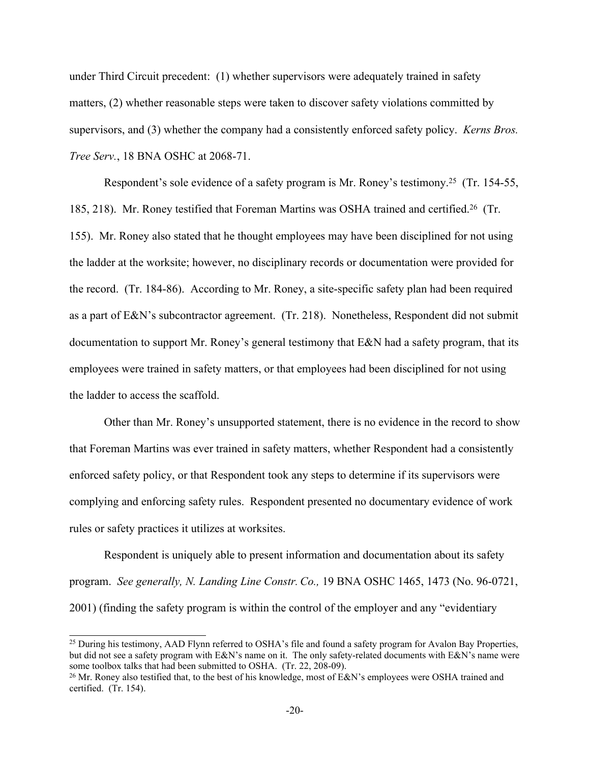under Third Circuit precedent: (1) whether supervisors were adequately trained in safety matters, (2) whether reasonable steps were taken to discover safety violations committed by supervisors, and (3) whether the company had a consistently enforced safety policy. *Kerns Bros. Tree Serv.*, 18 BNA OSHC at 2068-71.

Respondent's sole evidence of a safety program is Mr. Roney's testimony.[25] (Tr. 154-55, 185, 218). Mr. Roney testified that Foreman Martins was OSHA trained and certified.[26] (Tr. 155). Mr. Roney also stated that he thought employees may have been disciplined for not using the ladder at the worksite; however, no disciplinary records or documentation were provided for the record. (Tr. 184-86). According to Mr. Roney, a site-specific safety plan had been required as a part of E&N's subcontractor agreement. (Tr. 218). Nonetheless, Respondent did not submit documentation to support Mr. Roney's general testimony that E&N had a safety program, that its employees were trained in safety matters, or that employees had been disciplined for not using the ladder to access the scaffold.

Other than Mr. Roney's unsupported statement, there is no evidence in the record to show that Foreman Martins was ever trained in safety matters, whether Respondent had a consistently enforced safety policy, or that Respondent took any steps to determine if its supervisors were complying and enforcing safety rules. Respondent presented no documentary evidence of work rules or safety practices it utilizes at worksites.

Respondent is uniquely able to present information and documentation about its safety program. *See generally, N. Landing Line Constr. Co.,* 19 BNA OSHC 1465, 1473 (No. 96-0721, 2001) (finding the safety program is within the control of the employer and any "evidentiary

---

[25] During his testimony, AAD Flynn referred to OSHA's file and found a safety program for Avalon Bay Properties, but did not see a safety program with E&N's name on it. The only safety-related documents with E&N's name were some toolbox talks that had been submitted to OSHA. (Tr. 22, 208-09).

[26] Mr. Roney also testified that, to the best of his knowledge, most of E&N's employees were OSHA trained and certified. (Tr. 154).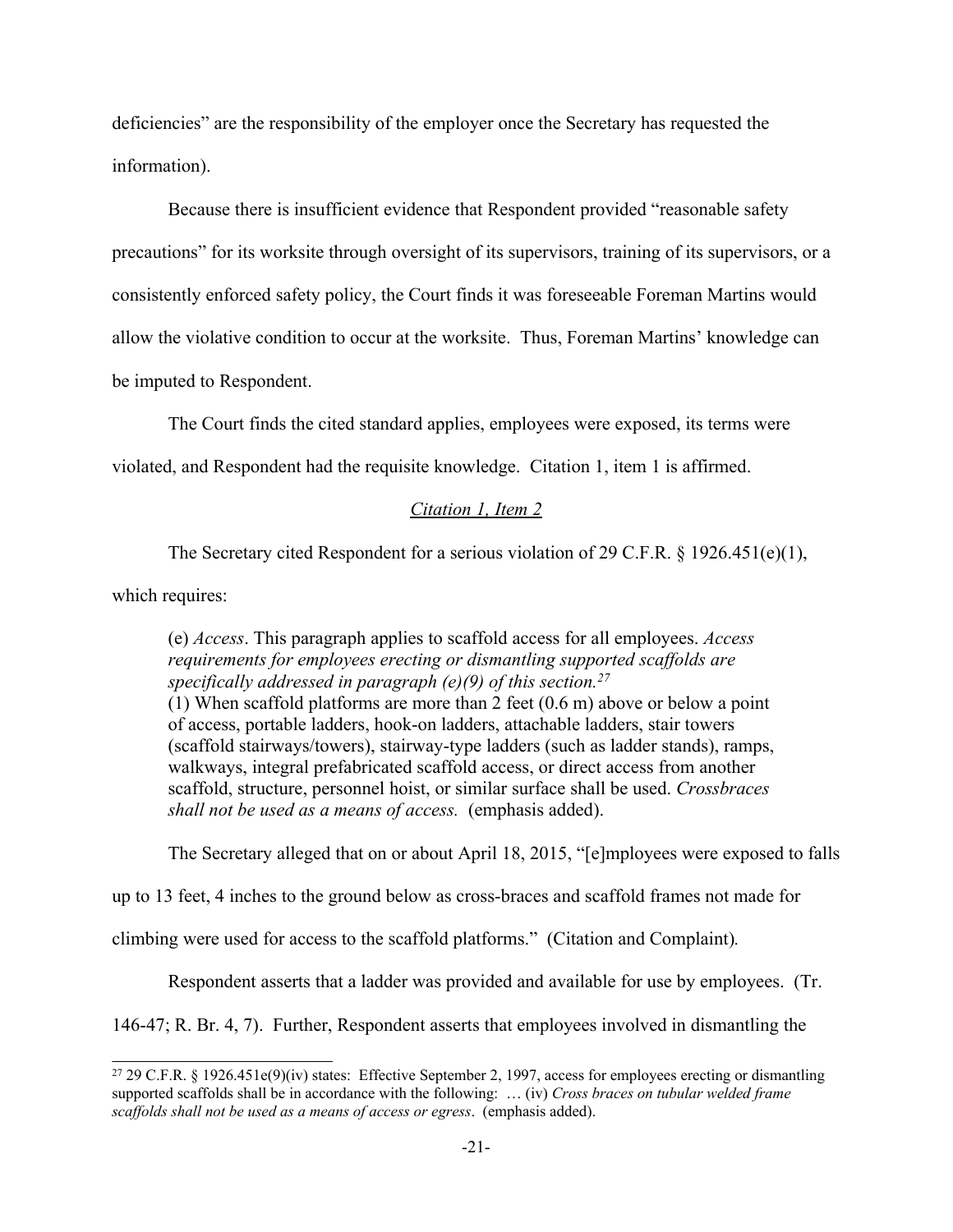deficiencies" are the responsibility of the employer once the Secretary has requested the information).

Because there is insufficient evidence that Respondent provided "reasonable safety precautions" for its worksite through oversight of its supervisors, training of its supervisors, or a consistently enforced safety policy, the Court finds it was foreseeable Foreman Martins would allow the violative condition to occur at the worksite. Thus, Foreman Martins' knowledge can be imputed to Respondent.

The Court finds the cited standard applies, employees were exposed, its terms were violated, and Respondent had the requisite knowledge. Citation 1, item 1 is affirmed.

<u>*Citation 1, Item 2*</u>

The Secretary cited Respondent for a serious violation of 29 C.F.R. § 1926.451(e)(1), which requires:

> (e) *Access*. This paragraph applies to scaffold access for all employees. *Access requirements for employees erecting or dismantling supported scaffolds are specifically addressed in paragraph (e)(9) of this section.*[27]
> (1) When scaffold platforms are more than 2 feet (0.6 m) above or below a point of access, portable ladders, hook-on ladders, attachable ladders, stair towers (scaffold stairways/towers), stairway-type ladders (such as ladder stands), ramps, walkways, integral prefabricated scaffold access, or direct access from another scaffold, structure, personnel hoist, or similar surface shall be used. *Crossbraces shall not be used as a means of access.* (emphasis added).

The Secretary alleged that on or about April 18, 2015, "[e]mployees were exposed to falls up to 13 feet, 4 inches to the ground below as cross-braces and scaffold frames not made for climbing were used for access to the scaffold platforms." (Citation and Complaint).

Respondent asserts that a ladder was provided and available for use by employees. (Tr. 146-47; R. Br. 4, 7). Further, Respondent asserts that employees involved in dismantling the

---

[27] 29 C.F.R. § 1926.451e(9)(iv) states: Effective September 2, 1997, access for employees erecting or dismantling supported scaffolds shall be in accordance with the following: … (iv) *Cross braces on tubular welded frame scaffolds shall not be used as a means of access or egress*. (emphasis added).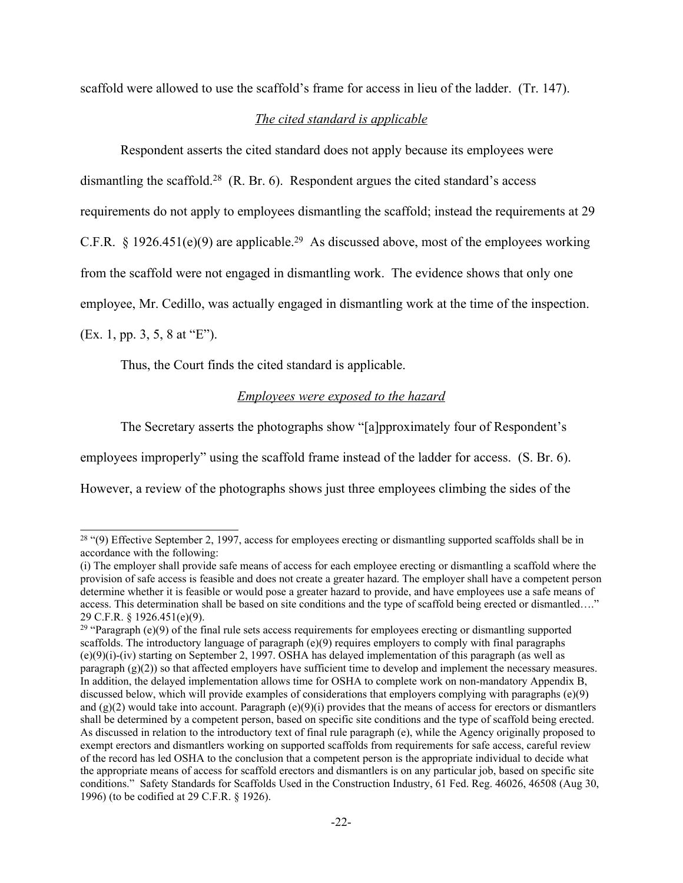scaffold were allowed to use the scaffold's frame for access in lieu of the ladder. (Tr. 147).

*The cited standard is applicable*

Respondent asserts the cited standard does not apply because its employees were dismantling the scaffold.[28] (R. Br. 6). Respondent argues the cited standard's access requirements do not apply to employees dismantling the scaffold; instead the requirements at 29 C.F.R. § 1926.451(e)(9) are applicable.[29] As discussed above, most of the employees working from the scaffold were not engaged in dismantling work. The evidence shows that only one employee, Mr. Cedillo, was actually engaged in dismantling work at the time of the inspection. (Ex. 1, pp. 3, 5, 8 at "E").

Thus, the Court finds the cited standard is applicable.

*Employees were exposed to the hazard*

The Secretary asserts the photographs show "[a]pproximately four of Respondent's employees improperly" using the scaffold frame instead of the ladder for access. (S. Br. 6). However, a review of the photographs shows just three employees climbing the sides of the

---

[28] "(9) Effective September 2, 1997, access for employees erecting or dismantling supported scaffolds shall be in accordance with the following:
(i) The employer shall provide safe means of access for each employee erecting or dismantling a scaffold where the provision of safe access is feasible and does not create a greater hazard. The employer shall have a competent person determine whether it is feasible or would pose a greater hazard to provide, and have employees use a safe means of access. This determination shall be based on site conditions and the type of scaffold being erected or dismantled…." 29 C.F.R. § 1926.451(e)(9).

[29] "Paragraph (e)(9) of the final rule sets access requirements for employees erecting or dismantling supported scaffolds. The introductory language of paragraph (e)(9) requires employers to comply with final paragraphs (e)(9)(i)-(iv) starting on September 2, 1997. OSHA has delayed implementation of this paragraph (as well as paragraph (g)(2)) so that affected employers have sufficient time to develop and implement the necessary measures. In addition, the delayed implementation allows time for OSHA to complete work on non-mandatory Appendix B, discussed below, which will provide examples of considerations that employers complying with paragraphs (e)(9) and (g)(2) would take into account. Paragraph (e)(9)(i) provides that the means of access for erectors or dismantlers shall be determined by a competent person, based on specific site conditions and the type of scaffold being erected. As discussed in relation to the introductory text of final rule paragraph (e), while the Agency originally proposed to exempt erectors and dismantlers working on supported scaffolds from requirements for safe access, careful review of the record has led OSHA to the conclusion that a competent person is the appropriate individual to decide what the appropriate means of access for scaffold erectors and dismantlers is on any particular job, based on specific site conditions." Safety Standards for Scaffolds Used in the Construction Industry, 61 Fed. Reg. 46026, 46508 (Aug 30, 1996) (to be codified at 29 C.F.R. § 1926).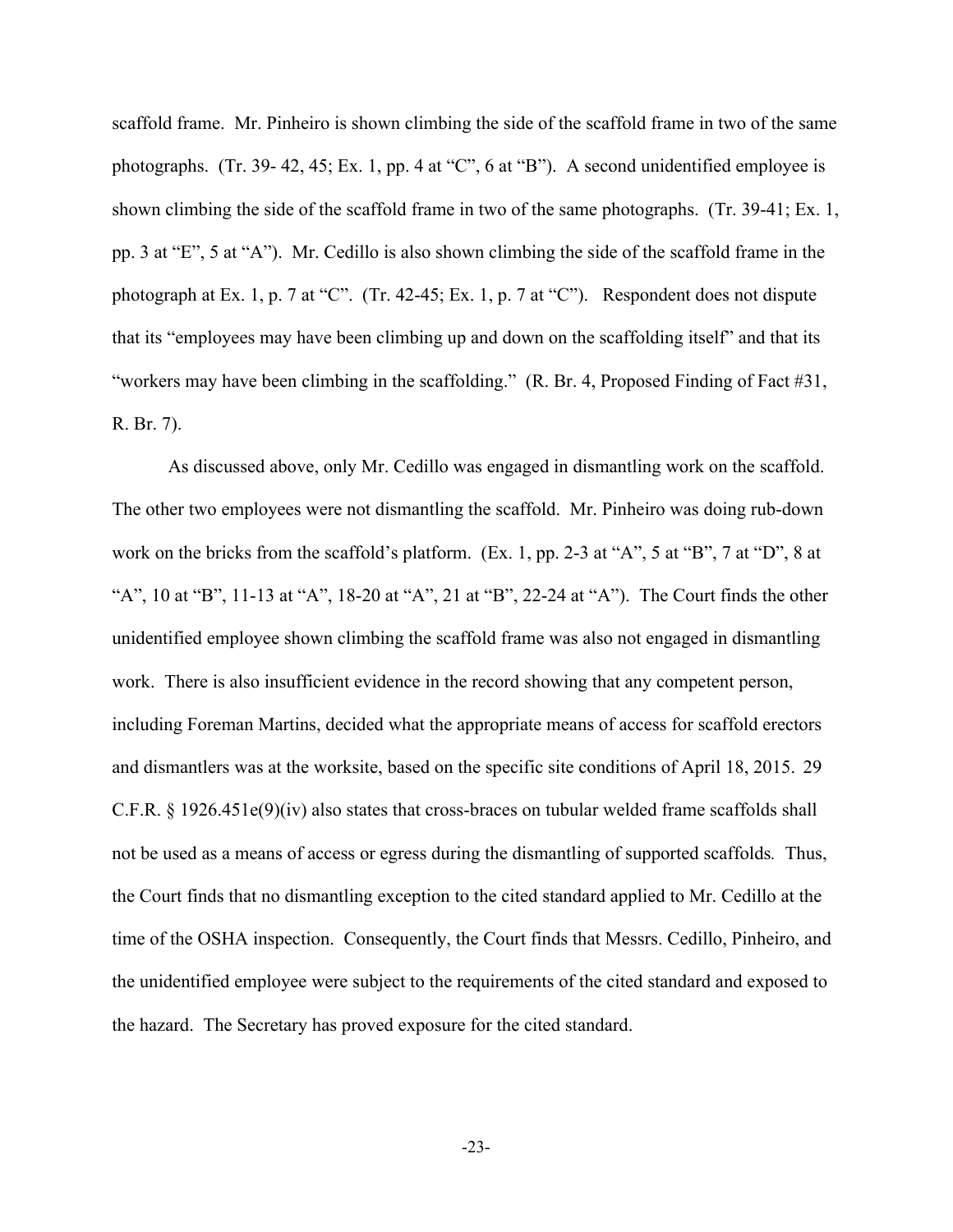scaffold frame. Mr. Pinheiro is shown climbing the side of the scaffold frame in two of the same photographs. (Tr. 39- 42, 45; Ex. 1, pp. 4 at "C", 6 at "B"). A second unidentified employee is shown climbing the side of the scaffold frame in two of the same photographs. (Tr. 39-41; Ex. 1, pp. 3 at "E", 5 at "A"). Mr. Cedillo is also shown climbing the side of the scaffold frame in the photograph at Ex. 1, p. 7 at "C". (Tr. 42-45; Ex. 1, p. 7 at "C"). Respondent does not dispute that its "employees may have been climbing up and down on the scaffolding itself" and that its "workers may have been climbing in the scaffolding." (R. Br. 4, Proposed Finding of Fact #31, R. Br. 7).

As discussed above, only Mr. Cedillo was engaged in dismantling work on the scaffold. The other two employees were not dismantling the scaffold. Mr. Pinheiro was doing rub-down work on the bricks from the scaffold's platform. (Ex. 1, pp. 2-3 at "A", 5 at "B", 7 at "D", 8 at "A", 10 at "B", 11-13 at "A", 18-20 at "A", 21 at "B", 22-24 at "A"). The Court finds the other unidentified employee shown climbing the scaffold frame was also not engaged in dismantling work. There is also insufficient evidence in the record showing that any competent person, including Foreman Martins, decided what the appropriate means of access for scaffold erectors and dismantlers was at the worksite, based on the specific site conditions of April 18, 2015. 29 C.F.R. § 1926.451e(9)(iv) also states that cross-braces on tubular welded frame scaffolds shall not be used as a means of access or egress during the dismantling of supported scaffolds*.* Thus, the Court finds that no dismantling exception to the cited standard applied to Mr. Cedillo at the time of the OSHA inspection. Consequently, the Court finds that Messrs. Cedillo, Pinheiro, and the unidentified employee were subject to the requirements of the cited standard and exposed to the hazard. The Secretary has proved exposure for the cited standard.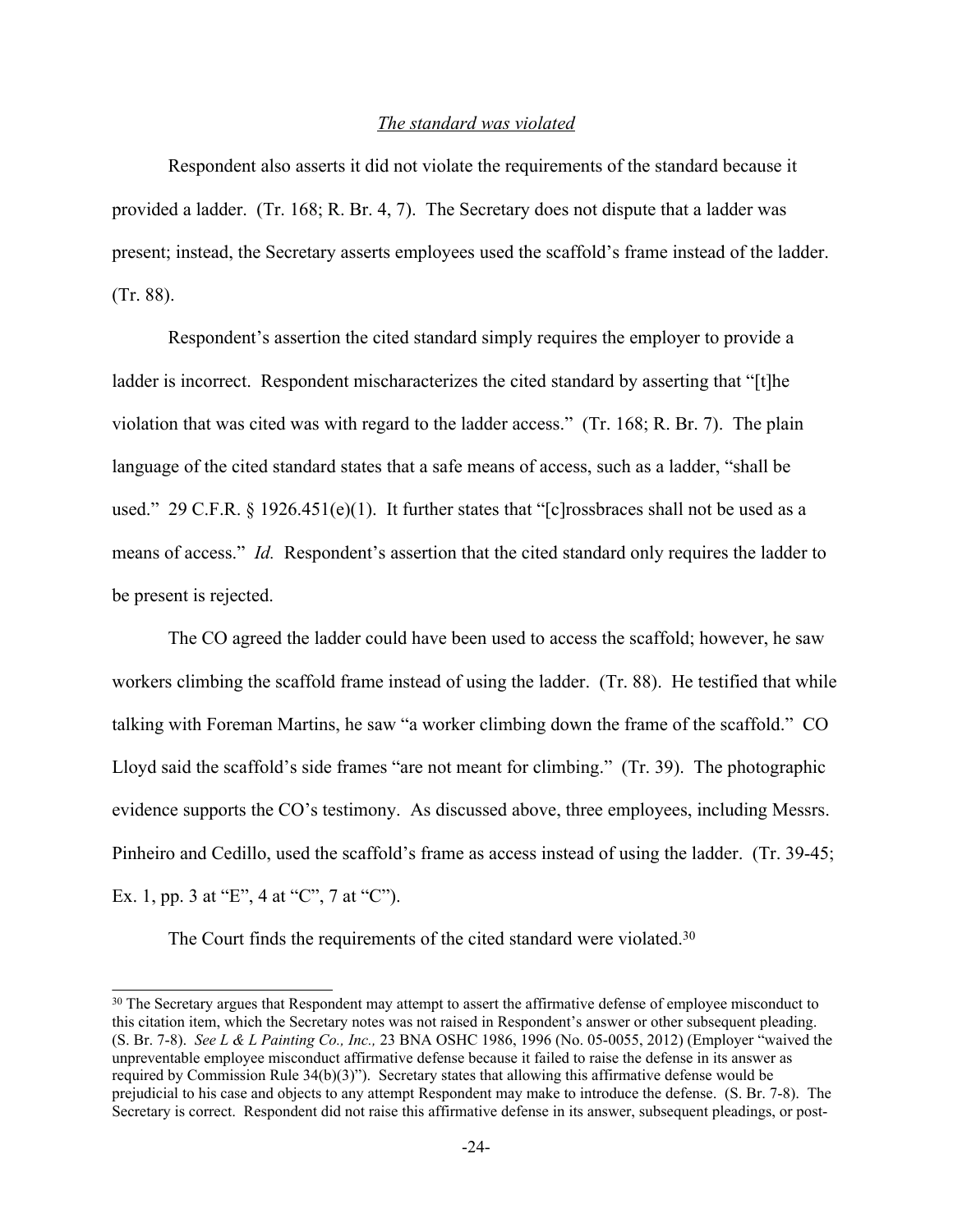*The standard was violated*

Respondent also asserts it did not violate the requirements of the standard because it provided a ladder. (Tr. 168; R. Br. 4, 7). The Secretary does not dispute that a ladder was present; instead, the Secretary asserts employees used the scaffold's frame instead of the ladder. (Tr. 88).

Respondent's assertion the cited standard simply requires the employer to provide a ladder is incorrect. Respondent mischaracterizes the cited standard by asserting that "[t]he violation that was cited was with regard to the ladder access." (Tr. 168; R. Br. 7). The plain language of the cited standard states that a safe means of access, such as a ladder, "shall be used." 29 C.F.R. § 1926.451(e)(1). It further states that "[c]rossbraces shall not be used as a means of access." *Id.* Respondent's assertion that the cited standard only requires the ladder to be present is rejected.

The CO agreed the ladder could have been used to access the scaffold; however, he saw workers climbing the scaffold frame instead of using the ladder. (Tr. 88). He testified that while talking with Foreman Martins, he saw "a worker climbing down the frame of the scaffold." CO Lloyd said the scaffold's side frames "are not meant for climbing." (Tr. 39). The photographic evidence supports the CO's testimony. As discussed above, three employees, including Messrs. Pinheiro and Cedillo, used the scaffold's frame as access instead of using the ladder. (Tr. 39-45; Ex. 1, pp. 3 at "E", 4 at "C", 7 at "C").

The Court finds the requirements of the cited standard were violated.[30]

[30] The Secretary argues that Respondent may attempt to assert the affirmative defense of employee misconduct to this citation item, which the Secretary notes was not raised in Respondent's answer or other subsequent pleading. (S. Br. 7-8). *See L & L Painting Co., Inc.,* 23 BNA OSHC 1986, 1996 (No. 05-0055, 2012) (Employer "waived the unpreventable employee misconduct affirmative defense because it failed to raise the defense in its answer as required by Commission Rule 34(b)(3)"). Secretary states that allowing this affirmative defense would be prejudicial to his case and objects to any attempt Respondent may make to introduce the defense. (S. Br. 7-8). The Secretary is correct. Respondent did not raise this affirmative defense in its answer, subsequent pleadings, or post-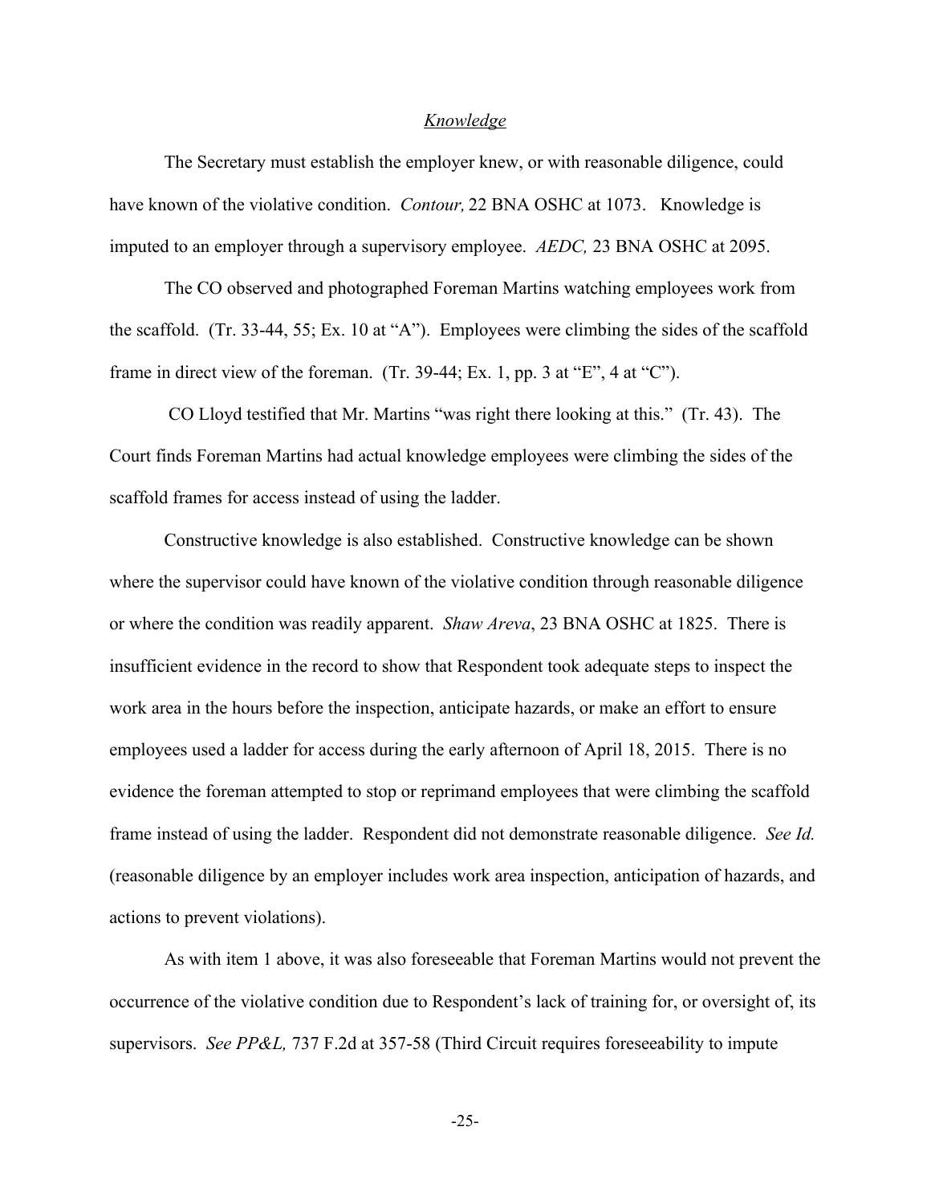*Knowledge*

The Secretary must establish the employer knew, or with reasonable diligence, could have known of the violative condition. *Contour,* 22 BNA OSHC at 1073. Knowledge is imputed to an employer through a supervisory employee. *AEDC,* 23 BNA OSHC at 2095.

The CO observed and photographed Foreman Martins watching employees work from the scaffold. (Tr. 33-44, 55; Ex. 10 at "A"). Employees were climbing the sides of the scaffold frame in direct view of the foreman. (Tr. 39-44; Ex. 1, pp. 3 at "E", 4 at "C").

CO Lloyd testified that Mr. Martins "was right there looking at this." (Tr. 43). The Court finds Foreman Martins had actual knowledge employees were climbing the sides of the scaffold frames for access instead of using the ladder.

Constructive knowledge is also established. Constructive knowledge can be shown where the supervisor could have known of the violative condition through reasonable diligence or where the condition was readily apparent. *Shaw Areva*, 23 BNA OSHC at 1825. There is insufficient evidence in the record to show that Respondent took adequate steps to inspect the work area in the hours before the inspection, anticipate hazards, or make an effort to ensure employees used a ladder for access during the early afternoon of April 18, 2015. There is no evidence the foreman attempted to stop or reprimand employees that were climbing the scaffold frame instead of using the ladder. Respondent did not demonstrate reasonable diligence. *See Id.* (reasonable diligence by an employer includes work area inspection, anticipation of hazards, and actions to prevent violations).

As with item 1 above, it was also foreseeable that Foreman Martins would not prevent the occurrence of the violative condition due to Respondent's lack of training for, or oversight of, its supervisors. *See PP&L,* 737 F.2d at 357-58 (Third Circuit requires foreseeability to impute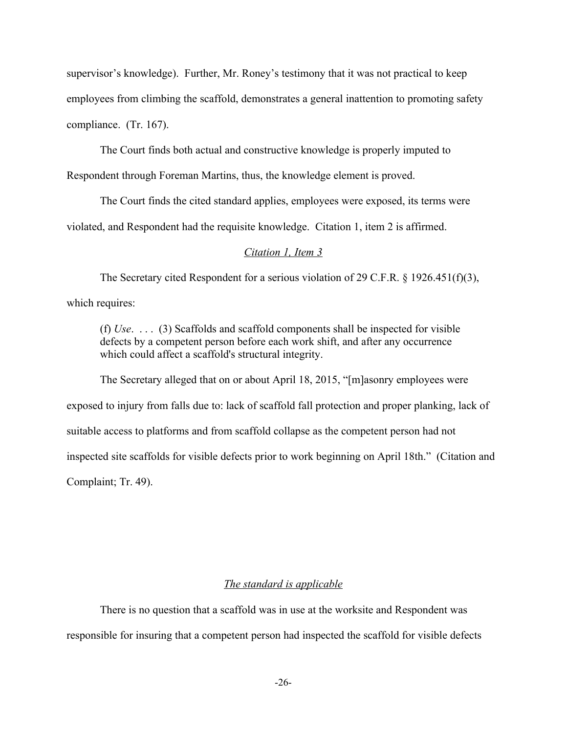supervisor's knowledge). Further, Mr. Roney's testimony that it was not practical to keep employees from climbing the scaffold, demonstrates a general inattention to promoting safety compliance. (Tr. 167).

The Court finds both actual and constructive knowledge is properly imputed to Respondent through Foreman Martins, thus, the knowledge element is proved.

The Court finds the cited standard applies, employees were exposed, its terms were violated, and Respondent had the requisite knowledge. Citation 1, item 2 is affirmed.

*Citation 1, Item 3*

The Secretary cited Respondent for a serious violation of 29 C.F.R. § 1926.451(f)(3), which requires:

> (f) *Use*. . . . (3) Scaffolds and scaffold components shall be inspected for visible defects by a competent person before each work shift, and after any occurrence which could affect a scaffold's structural integrity.

The Secretary alleged that on or about April 18, 2015, "[m]asonry employees were exposed to injury from falls due to: lack of scaffold fall protection and proper planking, lack of suitable access to platforms and from scaffold collapse as the competent person had not inspected site scaffolds for visible defects prior to work beginning on April 18th." (Citation and Complaint; Tr. 49).

*The standard is applicable*

There is no question that a scaffold was in use at the worksite and Respondent was responsible for insuring that a competent person had inspected the scaffold for visible defects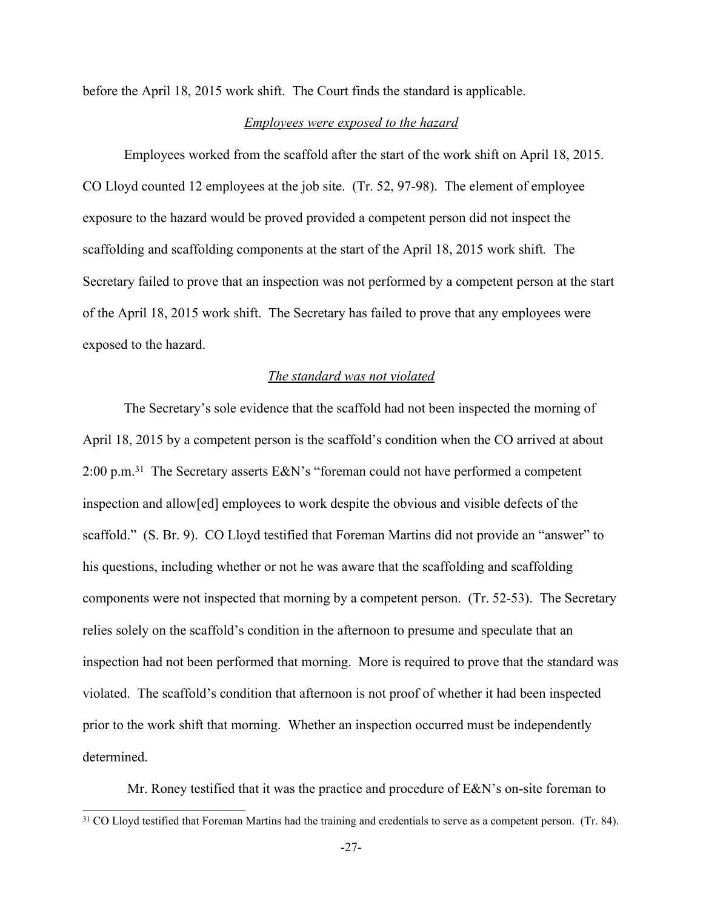before the April 18, 2015 work shift. The Court finds the standard is applicable.

*Employees were exposed to the hazard*

Employees worked from the scaffold after the start of the work shift on April 18, 2015. CO Lloyd counted 12 employees at the job site. (Tr. 52, 97-98). The element of employee exposure to the hazard would be proved provided a competent person did not inspect the scaffolding and scaffolding components at the start of the April 18, 2015 work shift. The Secretary failed to prove that an inspection was not performed by a competent person at the start of the April 18, 2015 work shift. The Secretary has failed to prove that any employees were exposed to the hazard.

*The standard was not violated*

The Secretary's sole evidence that the scaffold had not been inspected the morning of April 18, 2015 by a competent person is the scaffold's condition when the CO arrived at about 2:00 p.m.[31] The Secretary asserts E&N's "foreman could not have performed a competent inspection and allow[ed] employees to work despite the obvious and visible defects of the scaffold." (S. Br. 9). CO Lloyd testified that Foreman Martins did not provide an "answer" to his questions, including whether or not he was aware that the scaffolding and scaffolding components were not inspected that morning by a competent person. (Tr. 52-53). The Secretary relies solely on the scaffold's condition in the afternoon to presume and speculate that an inspection had not been performed that morning. More is required to prove that the standard was violated. The scaffold's condition that afternoon is not proof of whether it had been inspected prior to the work shift that morning. Whether an inspection occurred must be independently determined.

Mr. Roney testified that it was the practice and procedure of E&N's on-site foreman to

---

[31] CO Lloyd testified that Foreman Martins had the training and credentials to serve as a competent person. (Tr. 84).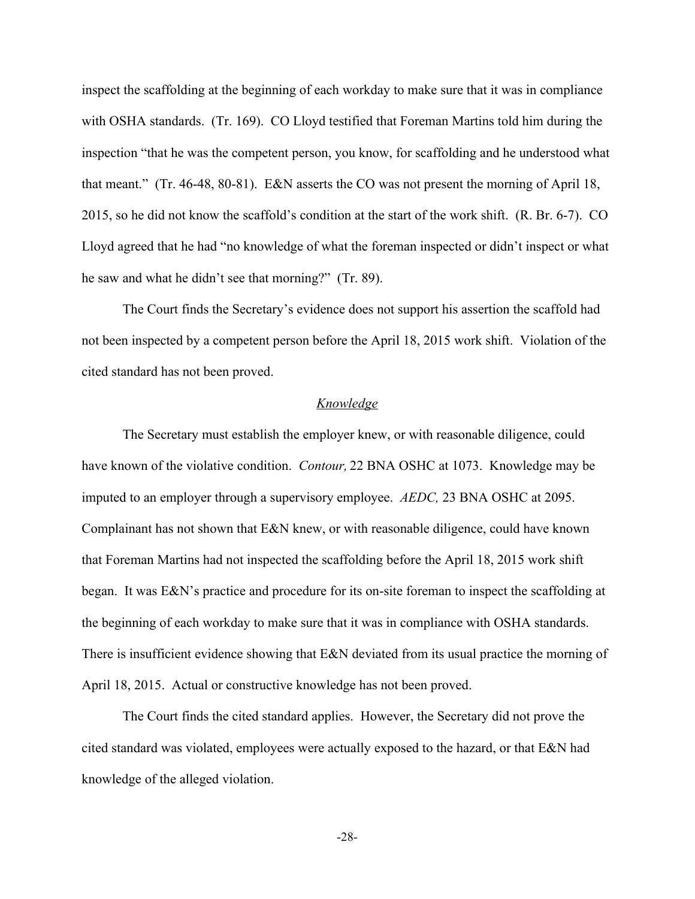inspect the scaffolding at the beginning of each workday to make sure that it was in compliance with OSHA standards. (Tr. 169). CO Lloyd testified that Foreman Martins told him during the inspection "that he was the competent person, you know, for scaffolding and he understood what that meant." (Tr. 46-48, 80-81). E&N asserts the CO was not present the morning of April 18, 2015, so he did not know the scaffold's condition at the start of the work shift. (R. Br. 6-7). CO Lloyd agreed that he had "no knowledge of what the foreman inspected or didn't inspect or what he saw and what he didn't see that morning?" (Tr. 89).

The Court finds the Secretary's evidence does not support his assertion the scaffold had not been inspected by a competent person before the April 18, 2015 work shift. Violation of the cited standard has not been proved.

*Knowledge*

The Secretary must establish the employer knew, or with reasonable diligence, could have known of the violative condition. *Contour,* 22 BNA OSHC at 1073. Knowledge may be imputed to an employer through a supervisory employee. *AEDC,* 23 BNA OSHC at 2095. Complainant has not shown that E&N knew, or with reasonable diligence, could have known that Foreman Martins had not inspected the scaffolding before the April 18, 2015 work shift began. It was E&N's practice and procedure for its on-site foreman to inspect the scaffolding at the beginning of each workday to make sure that it was in compliance with OSHA standards. There is insufficient evidence showing that E&N deviated from its usual practice the morning of April 18, 2015. Actual or constructive knowledge has not been proved.

The Court finds the cited standard applies. However, the Secretary did not prove the cited standard was violated, employees were actually exposed to the hazard, or that E&N had knowledge of the alleged violation.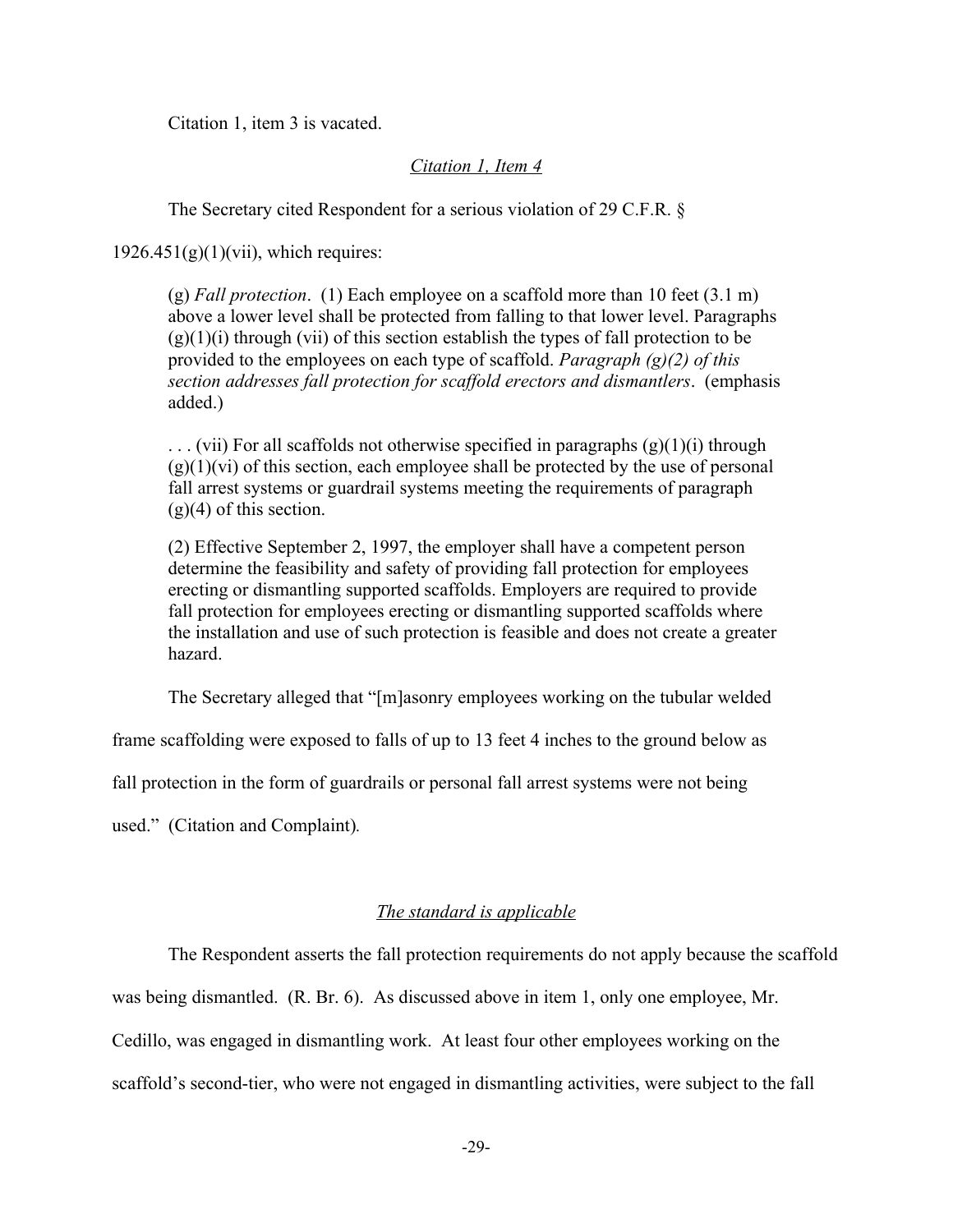Citation 1, item 3 is vacated.

*Citation 1, Item 4*

The Secretary cited Respondent for a serious violation of 29 C.F.R. § 1926.451(g)(1)(vii), which requires:

> (g) *Fall protection*. (1) Each employee on a scaffold more than 10 feet (3.1 m) above a lower level shall be protected from falling to that lower level. Paragraphs (g)(1)(i) through (vii) of this section establish the types of fall protection to be provided to the employees on each type of scaffold. *Paragraph (g)(2) of this section addresses fall protection for scaffold erectors and dismantlers*. (emphasis added.)
>
> . . . (vii) For all scaffolds not otherwise specified in paragraphs (g)(1)(i) through (g)(1)(vi) of this section, each employee shall be protected by the use of personal fall arrest systems or guardrail systems meeting the requirements of paragraph (g)(4) of this section.
>
> (2) Effective September 2, 1997, the employer shall have a competent person determine the feasibility and safety of providing fall protection for employees erecting or dismantling supported scaffolds. Employers are required to provide fall protection for employees erecting or dismantling supported scaffolds where the installation and use of such protection is feasible and does not create a greater hazard.

The Secretary alleged that "[m]asonry employees working on the tubular welded frame scaffolding were exposed to falls of up to 13 feet 4 inches to the ground below as fall protection in the form of guardrails or personal fall arrest systems were not being used." (Citation and Complaint).

*The standard is applicable*

The Respondent asserts the fall protection requirements do not apply because the scaffold was being dismantled. (R. Br. 6). As discussed above in item 1, only one employee, Mr. Cedillo, was engaged in dismantling work. At least four other employees working on the scaffold's second-tier, who were not engaged in dismantling activities, were subject to the fall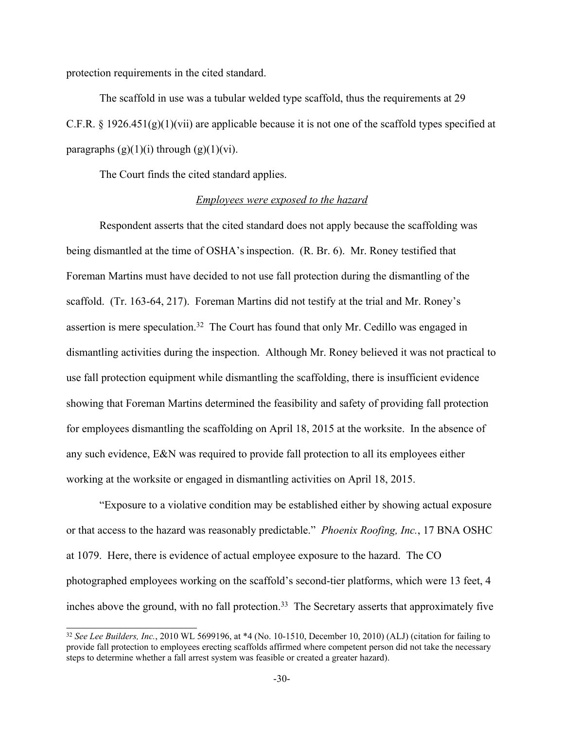protection requirements in the cited standard.

The scaffold in use was a tubular welded type scaffold, thus the requirements at 29 C.F.R. § 1926.451(g)(1)(vii) are applicable because it is not one of the scaffold types specified at paragraphs (g)(1)(i) through (g)(1)(vi).

The Court finds the cited standard applies.

*Employees were exposed to the hazard*

Respondent asserts that the cited standard does not apply because the scaffolding was being dismantled at the time of OSHA's inspection. (R. Br. 6). Mr. Roney testified that Foreman Martins must have decided to not use fall protection during the dismantling of the scaffold. (Tr. 163-64, 217). Foreman Martins did not testify at the trial and Mr. Roney's assertion is mere speculation.[32] The Court has found that only Mr. Cedillo was engaged in dismantling activities during the inspection. Although Mr. Roney believed it was not practical to use fall protection equipment while dismantling the scaffolding, there is insufficient evidence showing that Foreman Martins determined the feasibility and safety of providing fall protection for employees dismantling the scaffolding on April 18, 2015 at the worksite. In the absence of any such evidence, E&N was required to provide fall protection to all its employees either working at the worksite or engaged in dismantling activities on April 18, 2015.

"Exposure to a violative condition may be established either by showing actual exposure or that access to the hazard was reasonably predictable." *Phoenix Roofing, Inc.*, 17 BNA OSHC at 1079. Here, there is evidence of actual employee exposure to the hazard. The CO photographed employees working on the scaffold's second-tier platforms, which were 13 feet, 4 inches above the ground, with no fall protection.[33] The Secretary asserts that approximately five

[32] *See Lee Builders, Inc.*, 2010 WL 5699196, at *4 (No. 10-1510, December 10, 2010) (ALJ) (citation for failing to provide fall protection to employees erecting scaffolds affirmed where competent person did not take the necessary steps to determine whether a fall arrest system was feasible or created a greater hazard).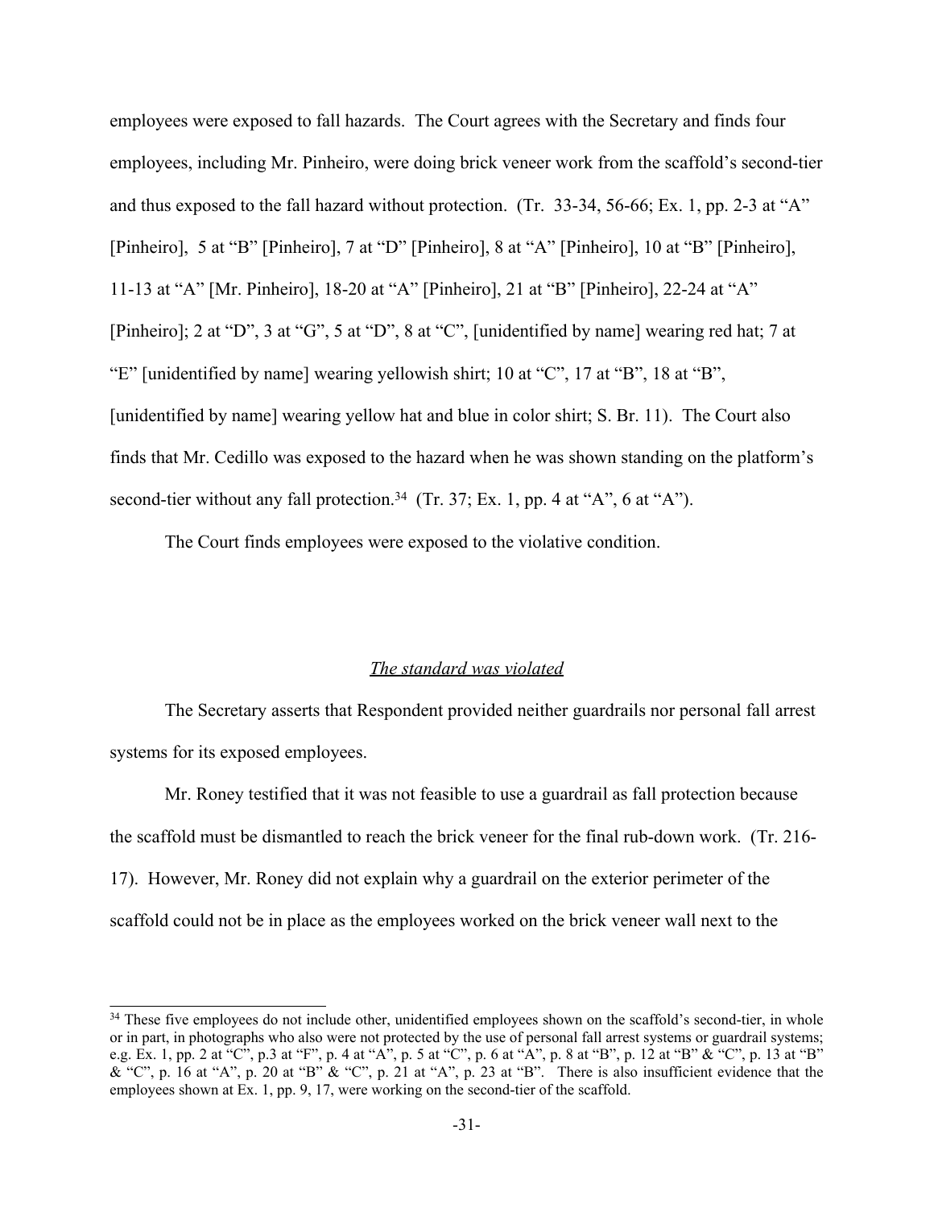employees were exposed to fall hazards. The Court agrees with the Secretary and finds four employees, including Mr. Pinheiro, were doing brick veneer work from the scaffold's second-tier and thus exposed to the fall hazard without protection. (Tr. 33-34, 56-66; Ex. 1, pp. 2-3 at "A" [Pinheiro], 5 at "B" [Pinheiro], 7 at "D" [Pinheiro], 8 at "A" [Pinheiro], 10 at "B" [Pinheiro], 11-13 at "A" [Mr. Pinheiro], 18-20 at "A" [Pinheiro], 21 at "B" [Pinheiro], 22-24 at "A" [Pinheiro]; 2 at "D", 3 at "G", 5 at "D", 8 at "C", [unidentified by name] wearing red hat; 7 at "E" [unidentified by name] wearing yellowish shirt; 10 at "C", 17 at "B", 18 at "B", [unidentified by name] wearing yellow hat and blue in color shirt; S. Br. 11). The Court also finds that Mr. Cedillo was exposed to the hazard when he was shown standing on the platform's second-tier without any fall protection.[34] (Tr. 37; Ex. 1, pp. 4 at "A", 6 at "A").

The Court finds employees were exposed to the violative condition.

*The standard was violated*

The Secretary asserts that Respondent provided neither guardrails nor personal fall arrest systems for its exposed employees.

Mr. Roney testified that it was not feasible to use a guardrail as fall protection because the scaffold must be dismantled to reach the brick veneer for the final rub-down work. (Tr. 216-17). However, Mr. Roney did not explain why a guardrail on the exterior perimeter of the scaffold could not be in place as the employees worked on the brick veneer wall next to the

[34] These five employees do not include other, unidentified employees shown on the scaffold's second-tier, in whole or in part, in photographs who also were not protected by the use of personal fall arrest systems or guardrail systems; e.g. Ex. 1, pp. 2 at "C", p.3 at "F", p. 4 at "A", p. 5 at "C", p. 6 at "A", p. 8 at "B", p. 12 at "B" & "C", p. 13 at "B" & "C", p. 16 at "A", p. 20 at "B" & "C", p. 21 at "A", p. 23 at "B". There is also insufficient evidence that the employees shown at Ex. 1, pp. 9, 17, were working on the second-tier of the scaffold.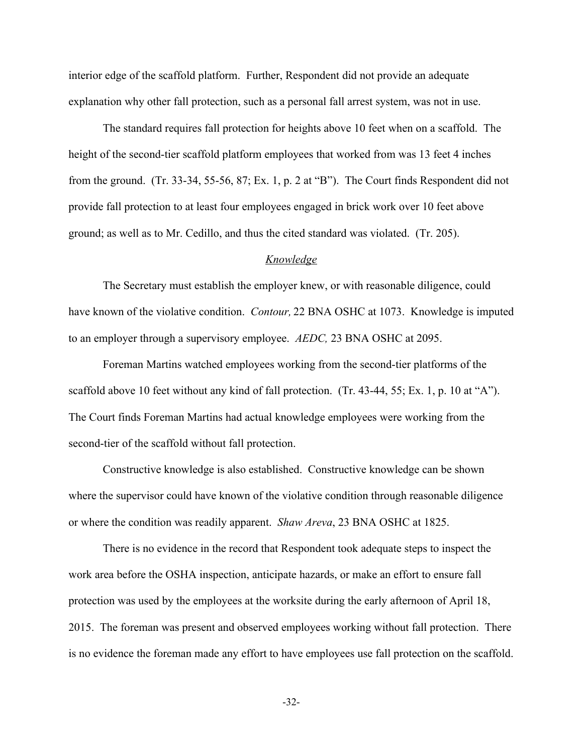interior edge of the scaffold platform. Further, Respondent did not provide an adequate explanation why other fall protection, such as a personal fall arrest system, was not in use.

The standard requires fall protection for heights above 10 feet when on a scaffold. The height of the second-tier scaffold platform employees that worked from was 13 feet 4 inches from the ground. (Tr. 33-34, 55-56, 87; Ex. 1, p. 2 at "B"). The Court finds Respondent did not provide fall protection to at least four employees engaged in brick work over 10 feet above ground; as well as to Mr. Cedillo, and thus the cited standard was violated. (Tr. 205).

### *Knowledge*

The Secretary must establish the employer knew, or with reasonable diligence, could have known of the violative condition. *Contour,* 22 BNA OSHC at 1073. Knowledge is imputed to an employer through a supervisory employee. *AEDC,* 23 BNA OSHC at 2095.

Foreman Martins watched employees working from the second-tier platforms of the scaffold above 10 feet without any kind of fall protection. (Tr. 43-44, 55; Ex. 1, p. 10 at "A"). The Court finds Foreman Martins had actual knowledge employees were working from the second-tier of the scaffold without fall protection.

Constructive knowledge is also established. Constructive knowledge can be shown where the supervisor could have known of the violative condition through reasonable diligence or where the condition was readily apparent. *Shaw Areva*, 23 BNA OSHC at 1825.

There is no evidence in the record that Respondent took adequate steps to inspect the work area before the OSHA inspection, anticipate hazards, or make an effort to ensure fall protection was used by the employees at the worksite during the early afternoon of April 18, 2015. The foreman was present and observed employees working without fall protection. There is no evidence the foreman made any effort to have employees use fall protection on the scaffold.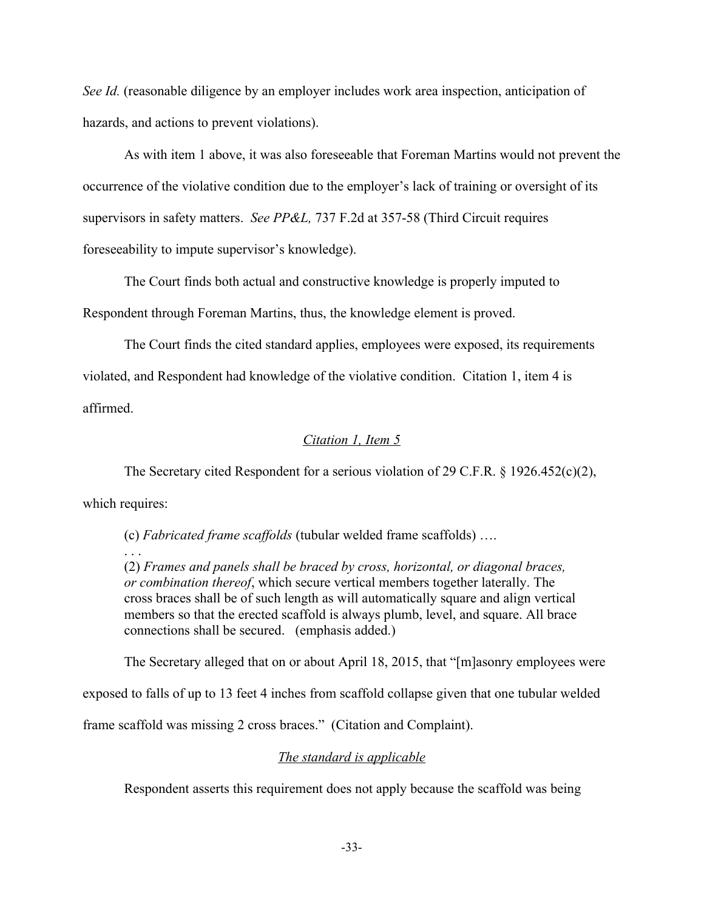*See Id.* (reasonable diligence by an employer includes work area inspection, anticipation of hazards, and actions to prevent violations).

As with item 1 above, it was also foreseeable that Foreman Martins would not prevent the occurrence of the violative condition due to the employer's lack of training or oversight of its supervisors in safety matters. *See PP&L,* 737 F.2d at 357-58 (Third Circuit requires foreseeability to impute supervisor's knowledge).

The Court finds both actual and constructive knowledge is properly imputed to Respondent through Foreman Martins, thus, the knowledge element is proved.

The Court finds the cited standard applies, employees were exposed, its requirements violated, and Respondent had knowledge of the violative condition. Citation 1, item 4 is affirmed.

*Citation 1, Item 5*

The Secretary cited Respondent for a serious violation of 29 C.F.R. § 1926.452(c)(2), which requires:

> (c) *Fabricated frame scaffolds* (tubular welded frame scaffolds) ….
> . . .
> (2) *Frames and panels shall be braced by cross, horizontal, or diagonal braces, or combination thereof*, which secure vertical members together laterally. The cross braces shall be of such length as will automatically square and align vertical members so that the erected scaffold is always plumb, level, and square. All brace connections shall be secured. (emphasis added.)

The Secretary alleged that on or about April 18, 2015, that "[m]asonry employees were exposed to falls of up to 13 feet 4 inches from scaffold collapse given that one tubular welded frame scaffold was missing 2 cross braces." (Citation and Complaint).

*The standard is applicable*

Respondent asserts this requirement does not apply because the scaffold was being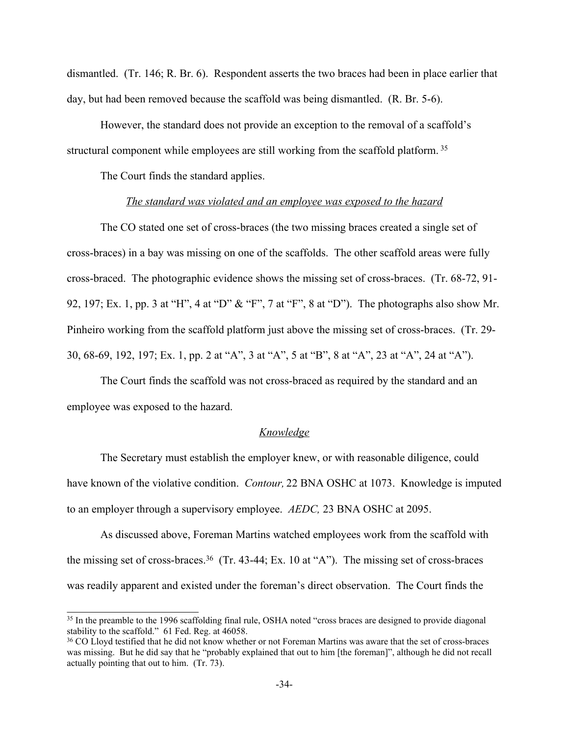dismantled. (Tr. 146; R. Br. 6). Respondent asserts the two braces had been in place earlier that day, but had been removed because the scaffold was being dismantled. (R. Br. 5-6).

However, the standard does not provide an exception to the removal of a scaffold's structural component while employees are still working from the scaffold platform.[35]

The Court finds the standard applies.

*The standard was violated and an employee was exposed to the hazard*

The CO stated one set of cross-braces (the two missing braces created a single set of cross-braces) in a bay was missing on one of the scaffolds. The other scaffold areas were fully cross-braced. The photographic evidence shows the missing set of cross-braces. (Tr. 68-72, 91-92, 197; Ex. 1, pp. 3 at "H", 4 at "D" & "F", 7 at "F", 8 at "D"). The photographs also show Mr. Pinheiro working from the scaffold platform just above the missing set of cross-braces. (Tr. 29-30, 68-69, 192, 197; Ex. 1, pp. 2 at "A", 3 at "A", 5 at "B", 8 at "A", 23 at "A", 24 at "A").

The Court finds the scaffold was not cross-braced as required by the standard and an employee was exposed to the hazard.

*Knowledge*

The Secretary must establish the employer knew, or with reasonable diligence, could have known of the violative condition. *Contour,* 22 BNA OSHC at 1073. Knowledge is imputed to an employer through a supervisory employee. *AEDC,* 23 BNA OSHC at 2095.

As discussed above, Foreman Martins watched employees work from the scaffold with the missing set of cross-braces.[36] (Tr. 43-44; Ex. 10 at "A"). The missing set of cross-braces was readily apparent and existed under the foreman's direct observation. The Court finds the

---

[35] In the preamble to the 1996 scaffolding final rule, OSHA noted "cross braces are designed to provide diagonal stability to the scaffold." 61 Fed. Reg. at 46058.

[36] CO Lloyd testified that he did not know whether or not Foreman Martins was aware that the set of cross-braces was missing. But he did say that he "probably explained that out to him [the foreman]", although he did not recall actually pointing that out to him. (Tr. 73).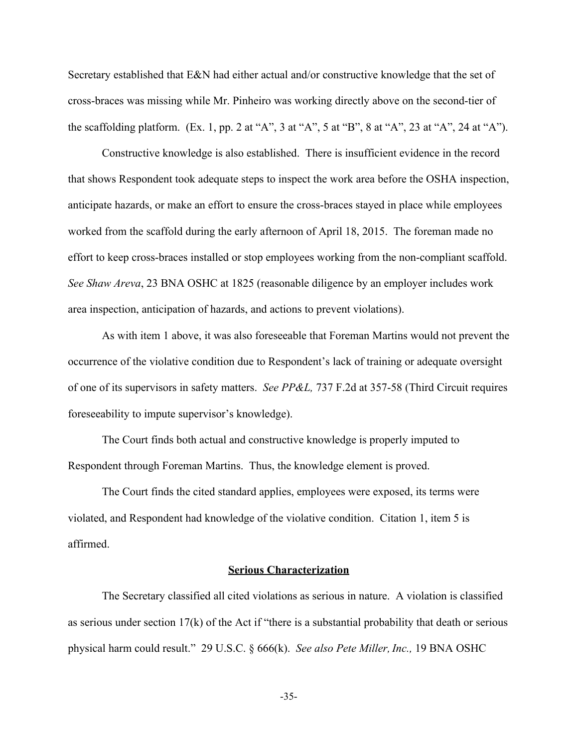Secretary established that E&N had either actual and/or constructive knowledge that the set of cross-braces was missing while Mr. Pinheiro was working directly above on the second-tier of the scaffolding platform. (Ex. 1, pp. 2 at "A", 3 at "A", 5 at "B", 8 at "A", 23 at "A", 24 at "A").

Constructive knowledge is also established. There is insufficient evidence in the record that shows Respondent took adequate steps to inspect the work area before the OSHA inspection, anticipate hazards, or make an effort to ensure the cross-braces stayed in place while employees worked from the scaffold during the early afternoon of April 18, 2015. The foreman made no effort to keep cross-braces installed or stop employees working from the non-compliant scaffold. *See Shaw Areva*, 23 BNA OSHC at 1825 (reasonable diligence by an employer includes work area inspection, anticipation of hazards, and actions to prevent violations).

As with item 1 above, it was also foreseeable that Foreman Martins would not prevent the occurrence of the violative condition due to Respondent's lack of training or adequate oversight of one of its supervisors in safety matters. *See PP&L,* 737 F.2d at 357-58 (Third Circuit requires foreseeability to impute supervisor's knowledge).

The Court finds both actual and constructive knowledge is properly imputed to Respondent through Foreman Martins. Thus, the knowledge element is proved.

The Court finds the cited standard applies, employees were exposed, its terms were violated, and Respondent had knowledge of the violative condition. Citation 1, item 5 is affirmed.

## Serious Characterization

The Secretary classified all cited violations as serious in nature. A violation is classified as serious under section 17(k) of the Act if "there is a substantial probability that death or serious physical harm could result." 29 U.S.C. § 666(k). *See also Pete Miller, Inc.,* 19 BNA OSHC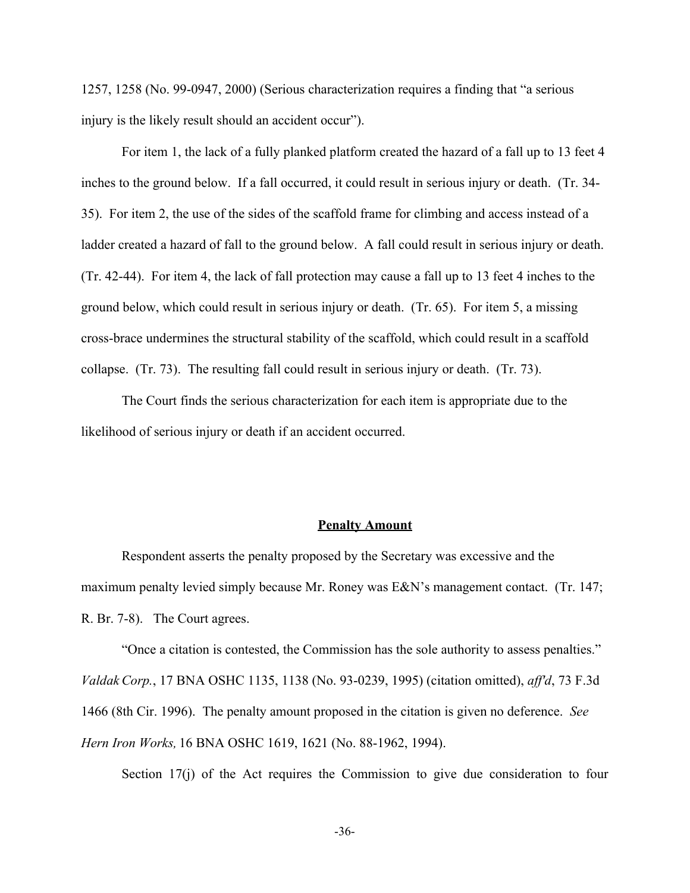1257, 1258 (No. 99-0947, 2000) (Serious characterization requires a finding that "a serious injury is the likely result should an accident occur").

For item 1, the lack of a fully planked platform created the hazard of a fall up to 13 feet 4 inches to the ground below. If a fall occurred, it could result in serious injury or death. (Tr. 34-35). For item 2, the use of the sides of the scaffold frame for climbing and access instead of a ladder created a hazard of fall to the ground below. A fall could result in serious injury or death. (Tr. 42-44). For item 4, the lack of fall protection may cause a fall up to 13 feet 4 inches to the ground below, which could result in serious injury or death. (Tr. 65). For item 5, a missing cross-brace undermines the structural stability of the scaffold, which could result in a scaffold collapse. (Tr. 73). The resulting fall could result in serious injury or death. (Tr. 73).

The Court finds the serious characterization for each item is appropriate due to the likelihood of serious injury or death if an accident occurred.

**Penalty Amount**

Respondent asserts the penalty proposed by the Secretary was excessive and the maximum penalty levied simply because Mr. Roney was E&N's management contact. (Tr. 147; R. Br. 7-8). The Court agrees.

"Once a citation is contested, the Commission has the sole authority to assess penalties." *Valdak Corp.*, 17 BNA OSHC 1135, 1138 (No. 93-0239, 1995) (citation omitted), *aff'd*, 73 F.3d 1466 (8th Cir. 1996). The penalty amount proposed in the citation is given no deference. *See Hern Iron Works,* 16 BNA OSHC 1619, 1621 (No. 88-1962, 1994).

Section 17(j) of the Act requires the Commission to give due consideration to four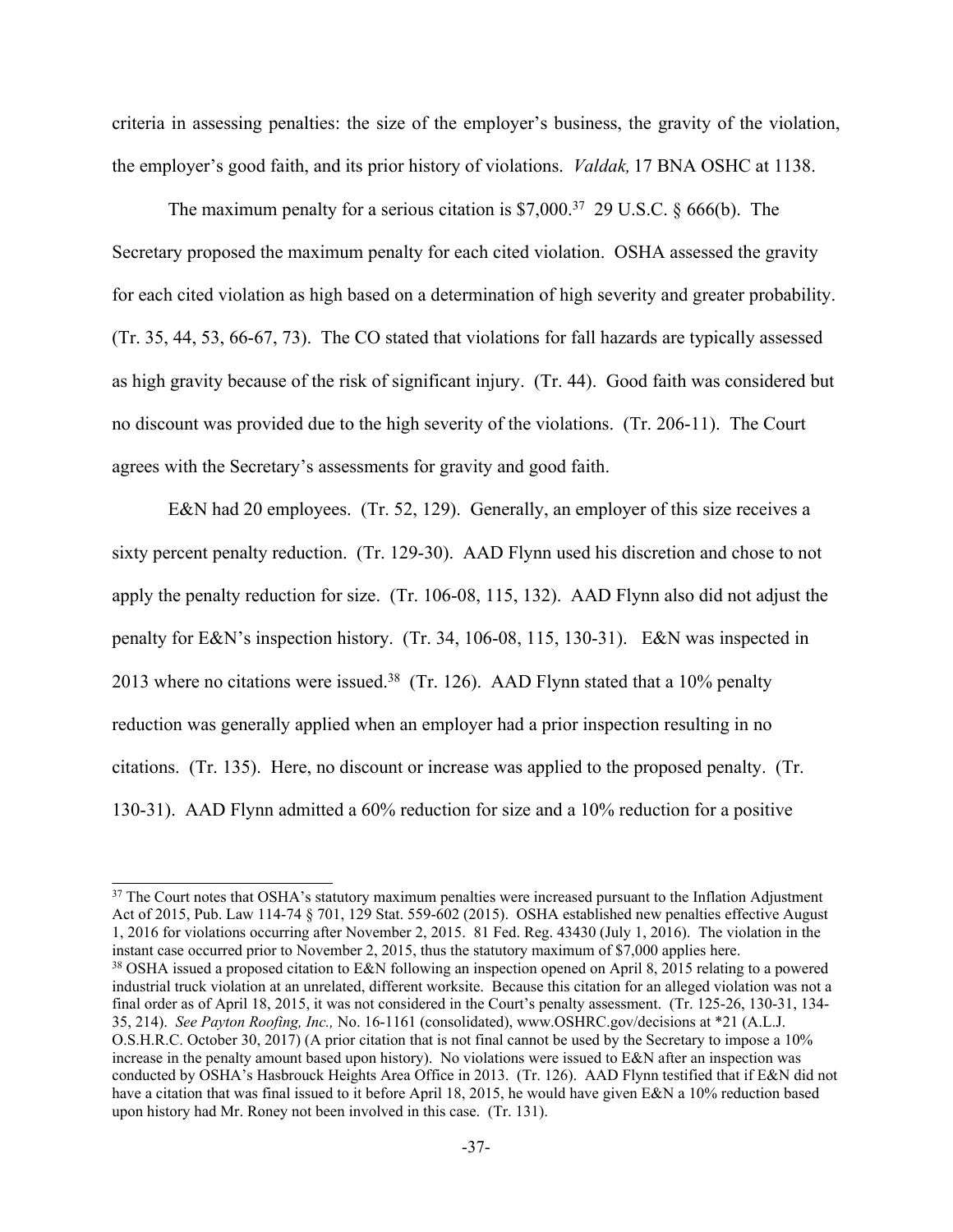criteria in assessing penalties: the size of the employer's business, the gravity of the violation, the employer's good faith, and its prior history of violations. *Valdak,* 17 BNA OSHC at 1138.

The maximum penalty for a serious citation is $7,000.[37] 29 U.S.C. § 666(b). The Secretary proposed the maximum penalty for each cited violation. OSHA assessed the gravity for each cited violation as high based on a determination of high severity and greater probability. (Tr. 35, 44, 53, 66-67, 73). The CO stated that violations for fall hazards are typically assessed as high gravity because of the risk of significant injury. (Tr. 44). Good faith was considered but no discount was provided due to the high severity of the violations. (Tr. 206-11). The Court agrees with the Secretary's assessments for gravity and good faith.

E&N had 20 employees. (Tr. 52, 129). Generally, an employer of this size receives a sixty percent penalty reduction. (Tr. 129-30). AAD Flynn used his discretion and chose to not apply the penalty reduction for size. (Tr. 106-08, 115, 132). AAD Flynn also did not adjust the penalty for E&N's inspection history. (Tr. 34, 106-08, 115, 130-31). E&N was inspected in 2013 where no citations were issued.[38] (Tr. 126). AAD Flynn stated that a 10% penalty reduction was generally applied when an employer had a prior inspection resulting in no citations. (Tr. 135). Here, no discount or increase was applied to the proposed penalty. (Tr. 130-31). AAD Flynn admitted a 60% reduction for size and a 10% reduction for a positive

---

[37] The Court notes that OSHA's statutory maximum penalties were increased pursuant to the Inflation Adjustment Act of 2015, Pub. Law 114-74 § 701, 129 Stat. 559-602 (2015). OSHA established new penalties effective August 1, 2016 for violations occurring after November 2, 2015. 81 Fed. Reg. 43430 (July 1, 2016). The violation in the instant case occurred prior to November 2, 2015, thus the statutory maximum of $7,000 applies here.

[38] OSHA issued a proposed citation to E&N following an inspection opened on April 8, 2015 relating to a powered industrial truck violation at an unrelated, different worksite. Because this citation for an alleged violation was not a final order as of April 18, 2015, it was not considered in the Court's penalty assessment. (Tr. 125-26, 130-31, 134-35, 214). *See Payton Roofing, Inc.,* No. 16-1161 (consolidated), www.OSHRC.gov/decisions at *21 (A.L.J. O.S.H.R.C. October 30, 2017) (A prior citation that is not final cannot be used by the Secretary to impose a 10% increase in the penalty amount based upon history). No violations were issued to E&N after an inspection was conducted by OSHA's Hasbrouck Heights Area Office in 2013. (Tr. 126). AAD Flynn testified that if E&N did not have a citation that was final issued to it before April 18, 2015, he would have given E&N a 10% reduction based upon history had Mr. Roney not been involved in this case. (Tr. 131).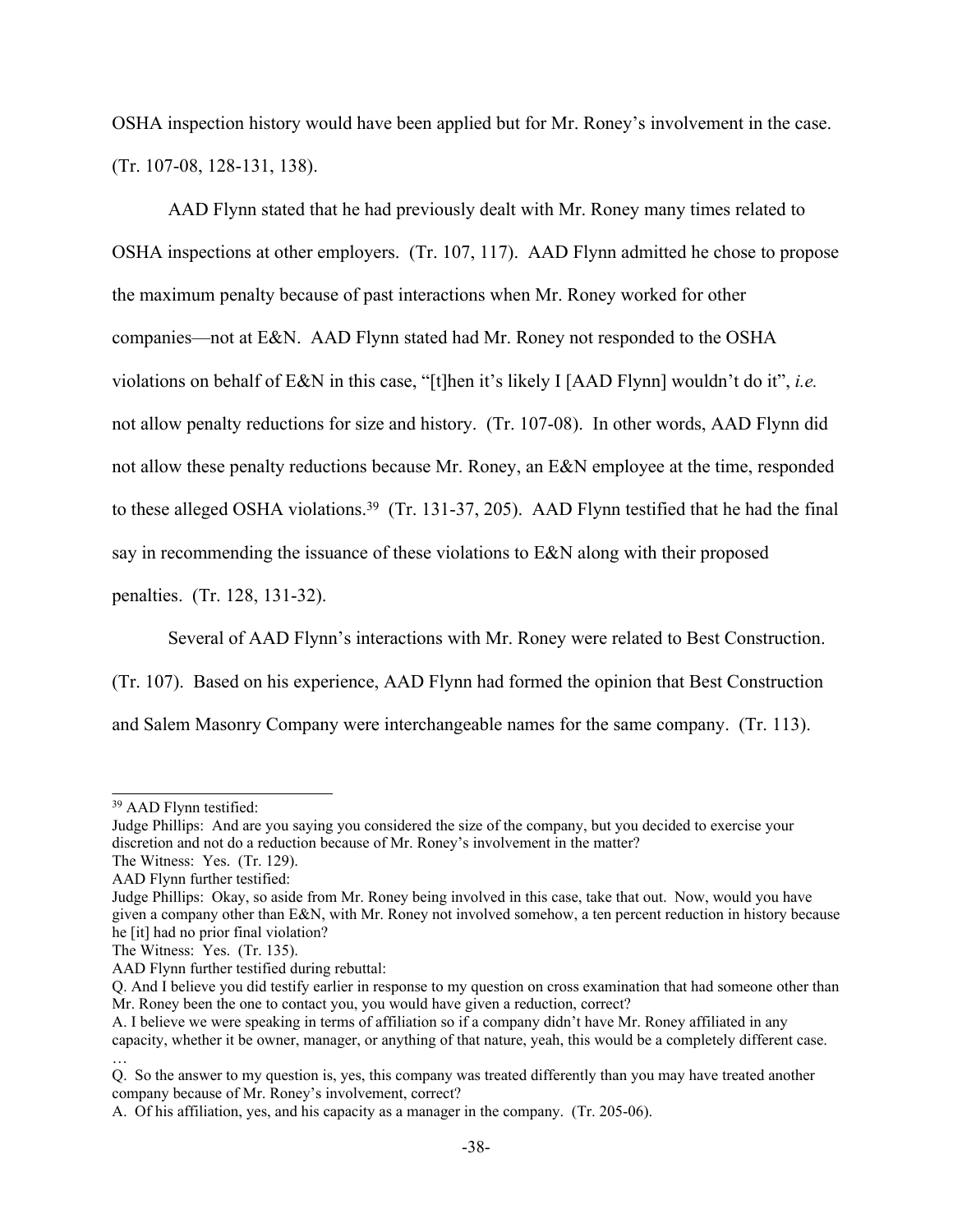OSHA inspection history would have been applied but for Mr. Roney's involvement in the case. (Tr. 107-08, 128-131, 138).

AAD Flynn stated that he had previously dealt with Mr. Roney many times related to OSHA inspections at other employers. (Tr. 107, 117). AAD Flynn admitted he chose to propose the maximum penalty because of past interactions when Mr. Roney worked for other companies—not at E&N. AAD Flynn stated had Mr. Roney not responded to the OSHA violations on behalf of E&N in this case, "[t]hen it's likely I [AAD Flynn] wouldn't do it", *i.e.* not allow penalty reductions for size and history. (Tr. 107-08). In other words, AAD Flynn did not allow these penalty reductions because Mr. Roney, an E&N employee at the time, responded to these alleged OSHA violations.[39] (Tr. 131-37, 205). AAD Flynn testified that he had the final say in recommending the issuance of these violations to E&N along with their proposed penalties. (Tr. 128, 131-32).

Several of AAD Flynn's interactions with Mr. Roney were related to Best Construction. (Tr. 107). Based on his experience, AAD Flynn had formed the opinion that Best Construction and Salem Masonry Company were interchangeable names for the same company. (Tr. 113).

---

[39] AAD Flynn testified:

Judge Phillips: And are you saying you considered the size of the company, but you decided to exercise your discretion and not do a reduction because of Mr. Roney's involvement in the matter?

The Witness: Yes. (Tr. 129).

AAD Flynn further testified:

Judge Phillips: Okay, so aside from Mr. Roney being involved in this case, take that out. Now, would you have given a company other than E&N, with Mr. Roney not involved somehow, a ten percent reduction in history because he [it] had no prior final violation?

The Witness: Yes. (Tr. 135).

AAD Flynn further testified during rebuttal:

Q. And I believe you did testify earlier in response to my question on cross examination that had someone other than Mr. Roney been the one to contact you, you would have given a reduction, correct?

A. I believe we were speaking in terms of affiliation so if a company didn't have Mr. Roney affiliated in any capacity, whether it be owner, manager, or anything of that nature, yeah, this would be a completely different case.

…

Q. So the answer to my question is, yes, this company was treated differently than you may have treated another company because of Mr. Roney's involvement, correct?

A. Of his affiliation, yes, and his capacity as a manager in the company. (Tr. 205-06).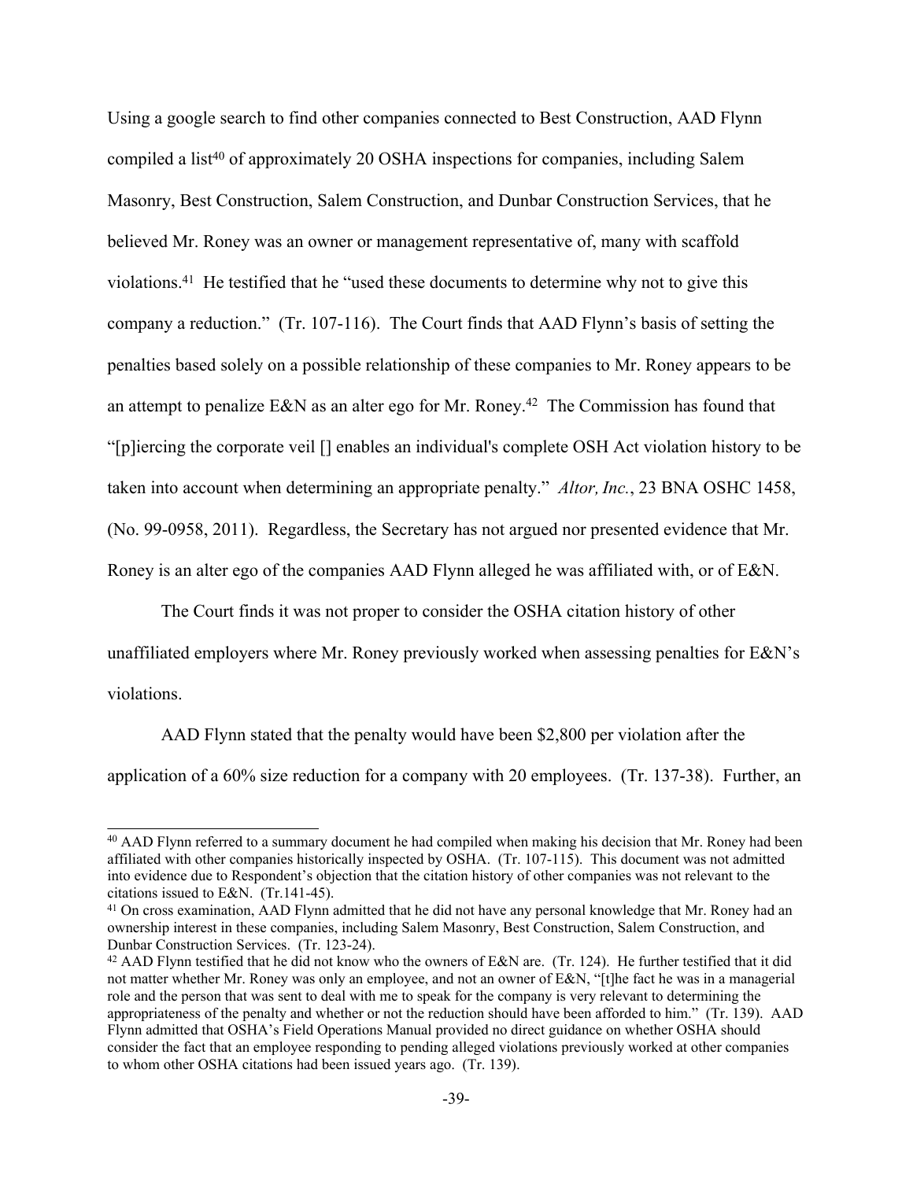Using a google search to find other companies connected to Best Construction, AAD Flynn compiled a list[40] of approximately 20 OSHA inspections for companies, including Salem Masonry, Best Construction, Salem Construction, and Dunbar Construction Services, that he believed Mr. Roney was an owner or management representative of, many with scaffold violations.[41] He testified that he "used these documents to determine why not to give this company a reduction." (Tr. 107-116). The Court finds that AAD Flynn's basis of setting the penalties based solely on a possible relationship of these companies to Mr. Roney appears to be an attempt to penalize E&N as an alter ego for Mr. Roney.[42] The Commission has found that "[p]iercing the corporate veil [] enables an individual's complete OSH Act violation history to be taken into account when determining an appropriate penalty." *Altor, Inc.*, 23 BNA OSHC 1458, (No. 99-0958, 2011). Regardless, the Secretary has not argued nor presented evidence that Mr. Roney is an alter ego of the companies AAD Flynn alleged he was affiliated with, or of E&N.

The Court finds it was not proper to consider the OSHA citation history of other unaffiliated employers where Mr. Roney previously worked when assessing penalties for E&N's violations.

AAD Flynn stated that the penalty would have been $2,800 per violation after the application of a 60% size reduction for a company with 20 employees. (Tr. 137-38). Further, an

---

[40] AAD Flynn referred to a summary document he had compiled when making his decision that Mr. Roney had been affiliated with other companies historically inspected by OSHA. (Tr. 107-115). This document was not admitted into evidence due to Respondent's objection that the citation history of other companies was not relevant to the citations issued to E&N. (Tr.141-45).

[41] On cross examination, AAD Flynn admitted that he did not have any personal knowledge that Mr. Roney had an ownership interest in these companies, including Salem Masonry, Best Construction, Salem Construction, and Dunbar Construction Services. (Tr. 123-24).

[42] AAD Flynn testified that he did not know who the owners of E&N are. (Tr. 124). He further testified that it did not matter whether Mr. Roney was only an employee, and not an owner of E&N, "[t]he fact he was in a managerial role and the person that was sent to deal with me to speak for the company is very relevant to determining the appropriateness of the penalty and whether or not the reduction should have been afforded to him." (Tr. 139). AAD Flynn admitted that OSHA's Field Operations Manual provided no direct guidance on whether OSHA should consider the fact that an employee responding to pending alleged violations previously worked at other companies to whom other OSHA citations had been issued years ago. (Tr. 139).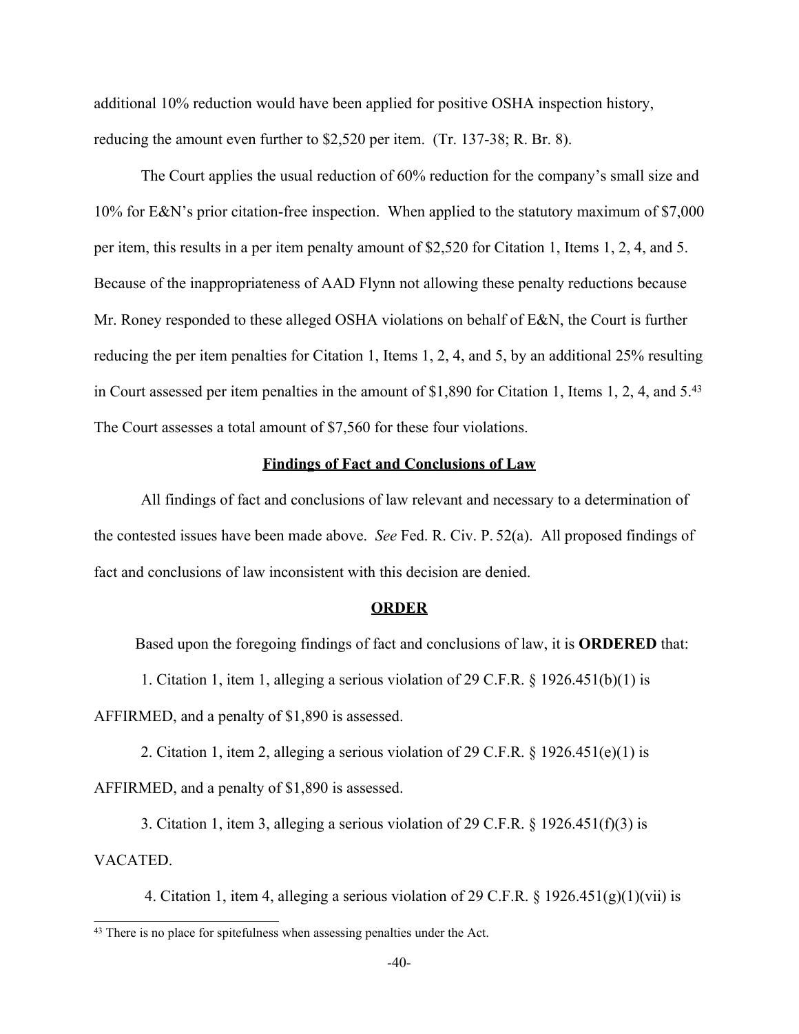additional 10% reduction would have been applied for positive OSHA inspection history, reducing the amount even further to $2,520 per item. (Tr. 137-38; R. Br. 8).

The Court applies the usual reduction of 60% reduction for the company's small size and 10% for E&N's prior citation-free inspection. When applied to the statutory maximum of $7,000 per item, this results in a per item penalty amount of $2,520 for Citation 1, Items 1, 2, 4, and 5. Because of the inappropriateness of AAD Flynn not allowing these penalty reductions because Mr. Roney responded to these alleged OSHA violations on behalf of E&N, the Court is further reducing the per item penalties for Citation 1, Items 1, 2, 4, and 5, by an additional 25% resulting in Court assessed per item penalties in the amount of $1,890 for Citation 1, Items 1, 2, 4, and 5.[43] The Court assesses a total amount of $7,560 for these four violations.

## Findings of Fact and Conclusions of Law

All findings of fact and conclusions of law relevant and necessary to a determination of the contested issues have been made above. *See* Fed. R. Civ. P. 52(a). All proposed findings of fact and conclusions of law inconsistent with this decision are denied.

## ORDER

Based upon the foregoing findings of fact and conclusions of law, it is **ORDERED** that:

1. Citation 1, item 1, alleging a serious violation of 29 C.F.R. § 1926.451(b)(1) is AFFIRMED, and a penalty of $1,890 is assessed.

2. Citation 1, item 2, alleging a serious violation of 29 C.F.R. § 1926.451(e)(1) is AFFIRMED, and a penalty of $1,890 is assessed.

3. Citation 1, item 3, alleging a serious violation of 29 C.F.R. § 1926.451(f)(3) is VACATED.

4. Citation 1, item 4, alleging a serious violation of 29 C.F.R. § 1926.451(g)(1)(vii) is

[43] There is no place for spitefulness when assessing penalties under the Act.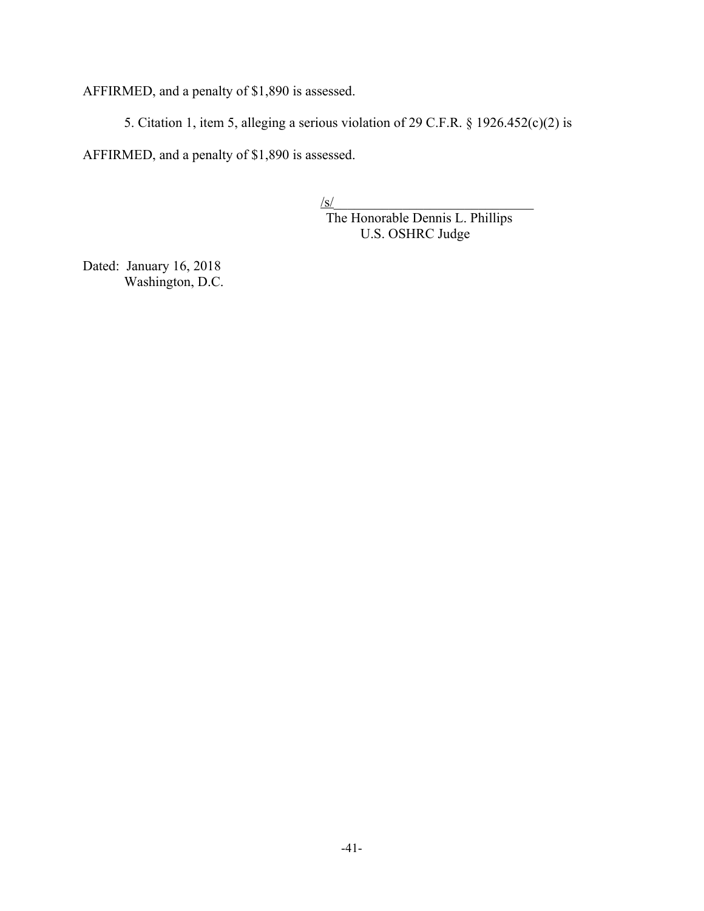AFFIRMED, and a penalty of $1,890 is assessed.

5. Citation 1, item 5, alleging a serious violation of 29 C.F.R. § 1926.452(c)(2) is AFFIRMED, and a penalty of $1,890 is assessed.

/s/
The Honorable Dennis L. Phillips
U.S. OSHRC Judge

Dated: January 16, 2018
Washington, D.C.